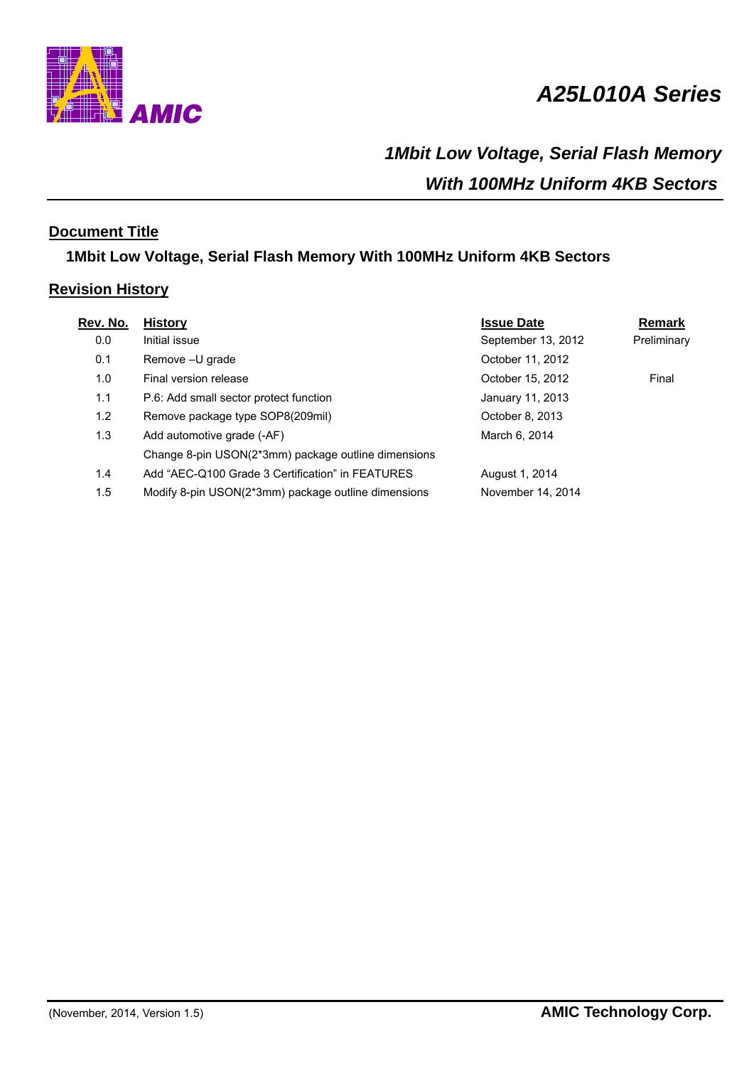# A25L010A Series

## *1Mbit Low Voltage, Serial Flash Memory With 100MHz Uniform 4KB Sectors*

### Document Title

**1Mbit Low Voltage, Serial Flash Memory With 100MHz Uniform 4KB Sectors**

### Revision History

| Rev. No. | History | Issue Date | Remark |
|---|---|---|---|
| 0.0 | Initial issue | September 13, 2012 | Preliminary |
| 0.1 | Remove –U grade | October 11, 2012 | |
| 1.0 | Final version release | October 15, 2012 | Final |
| 1.1 | P.6: Add small sector protect function | January 11, 2013 | |
| 1.2 | Remove package type SOP8(209mil) | October 8, 2013 | |
| 1.3 | Add automotive grade (-AF) | March 6, 2014 | |
| | Change 8-pin USON(2*3mm) package outline dimensions | | |
| 1.4 | Add "AEC-Q100 Grade 3 Certification" in FEATURES | August 1, 2014 | |
| 1.5 | Modify 8-pin USON(2*3mm) package outline dimensions | November 14, 2014 | |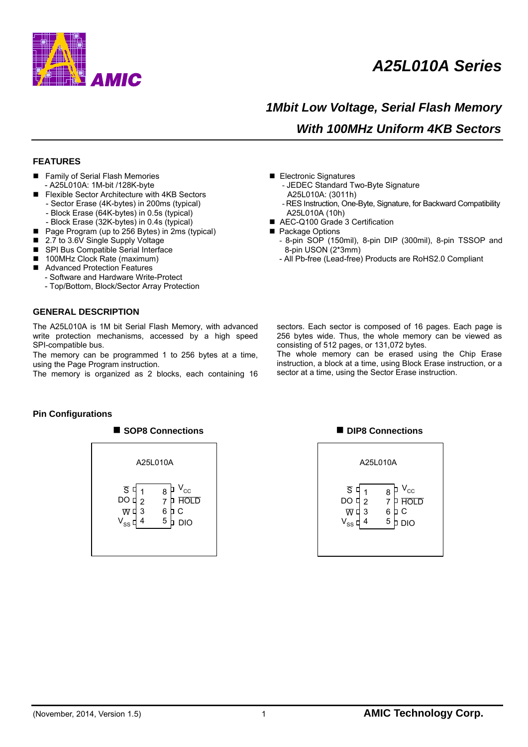# A25L010A Series

## 1Mbit Low Voltage, Serial Flash Memory With 100MHz Uniform 4KB Sectors

### FEATURES

- Family of Serial Flash Memories
  - A25L010A: 1M-bit /128K-byte
- Flexible Sector Architecture with 4KB Sectors
  - Sector Erase (4K-bytes) in 200ms (typical)
  - Block Erase (64K-bytes) in 0.5s (typical)
  - Block Erase (32K-bytes) in 0.4s (typical)
- Page Program (up to 256 Bytes) in 2ms (typical)
- 2.7 to 3.6V Single Supply Voltage
- SPI Bus Compatible Serial Interface
- 100MHz Clock Rate (maximum)
- Advanced Protection Features
  - Software and Hardware Write-Protect
  - Top/Bottom, Block/Sector Array Protection
- Electronic Signatures
  - JEDEC Standard Two-Byte Signature A25L010A: (3011h)
  - RES Instruction, One-Byte, Signature, for Backward Compatibility A25L010A (10h)
- AEC-Q100 Grade 3 Certification
- Package Options
  - 8-pin SOP (150mil), 8-pin DIP (300mil), 8-pin TSSOP and 8-pin USON (2*3mm)
  - All Pb-free (Lead-free) Products are RoHS2.0 Compliant

### GENERAL DESCRIPTION

The A25L010A is 1M bit Serial Flash Memory, with advanced write protection mechanisms, accessed by a high speed SPI-compatible bus.

The memory can be programmed 1 to 256 bytes at a time, using the Page Program instruction.

The memory is organized as 2 blocks, each containing 16 sectors. Each sector is composed of 16 pages. Each page is 256 bytes wide. Thus, the whole memory can be viewed as consisting of 512 pages, or 131,072 bytes.

The whole memory can be erased using the Chip Erase instruction, a block at a time, using Block Erase instruction, or a sector at a time, using the Sector Erase instruction.

### Pin Configurations

**SOP8 Connections**

A25L010A

| Pin | Name | Pin | Name |
|---|---|---|---|
| 1 | $\overline{S}$ | 8 | $V_{CC}$ |
| 2 | DO | 7 | $\overline{HOLD}$ |
| 3 | $\overline{W}$ | 6 | C |
| 4 | $V_{SS}$ | 5 | DIO |

**DIP8 Connections**

A25L010A

| Pin | Name | Pin | Name |
|---|---|---|---|
| 1 | $\overline{S}$ | 8 | $V_{CC}$ |
| 2 | DO | 7 | $\overline{HOLD}$ |
| 3 | $\overline{W}$ | 6 | C |
| 4 | $V_{SS}$ | 5 | DIO |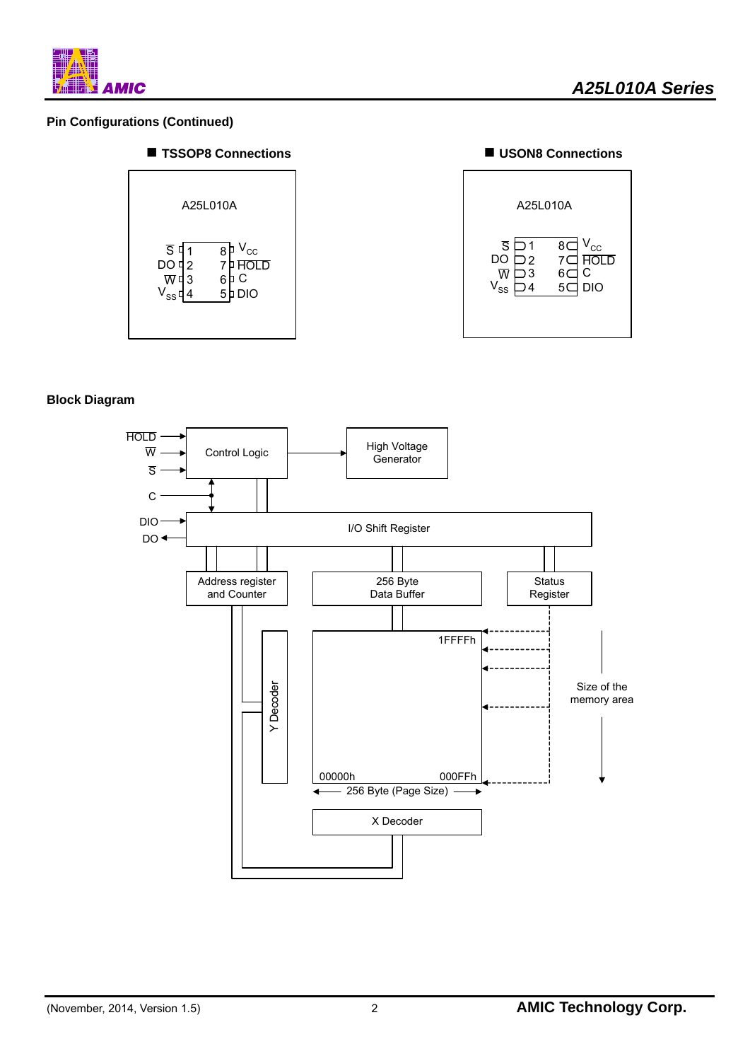## Pin Configurations (Continued)

■ **TSSOP8 Connections**

A25L010A

| Pin | Name | Pin | Name |
|---|---|---|---|
| 1 | $\overline{S}$ | 8 | $V_{CC}$ |
| 2 | DO | 7 | $\overline{HOLD}$ |
| 3 | $\overline{W}$ | 6 | C |
| 4 | $V_{SS}$ | 5 | DIO |

■ **USON8 Connections**

A25L010A

| Pin | Name | Pin | Name |
|---|---|---|---|
| 1 | $\overline{S}$ | 8 | $V_{CC}$ |
| 2 | DO | 7 | $\overline{HOLD}$ |
| 3 | $\overline{W}$ | 6 | C |
| 4 | $V_{SS}$ | 5 | DIO |

## Block Diagram

$\overline{HOLD}$, $\overline{W}$, $\overline{S}$, C, DIO, DO

Control Logic

High Voltage Generator

I/O Shift Register

Address register and Counter

256 Byte Data Buffer

Status Register

Y Decoder

1FFFFh

00000h

000FFh

Size of the memory area

256 Byte (Page Size)

X Decoder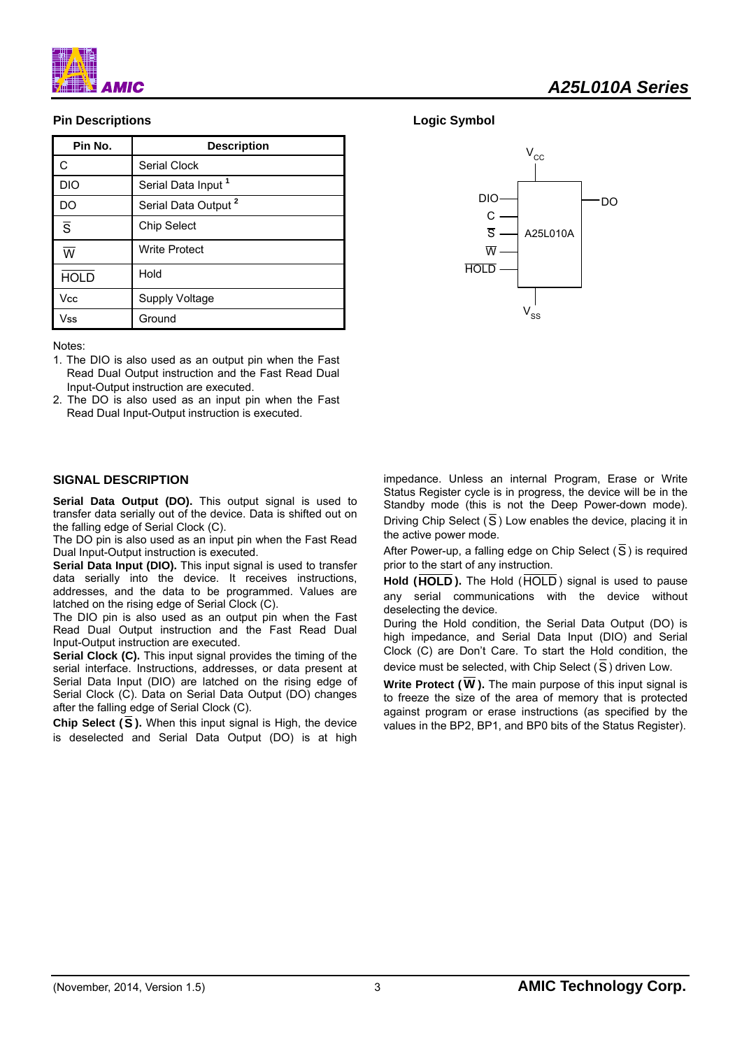## Pin Descriptions

| Pin No. | Description |
|---|---|
| C | Serial Clock |
| DIO | Serial Data Input [1] |
| DO | Serial Data Output [2] |
| $\overline{S}$ | Chip Select |
| $\overline{W}$ | Write Protect |
| $\overline{HOLD}$ | Hold |
| Vcc | Supply Voltage |
| Vss | Ground |

Notes:

1. The DIO is also used as an output pin when the Fast Read Dual Output instruction and the Fast Read Dual Input-Output instruction are executed.
2. The DO is also used as an input pin when the Fast Read Dual Input-Output instruction is executed.

## Logic Symbol

$V_{CC}$

DIO, C, $\overline{S}$, $\overline{W}$, $\overline{HOLD}$ → A25L010A → DO

$V_{SS}$

## SIGNAL DESCRIPTION

**Serial Data Output (DO).** This output signal is used to transfer data serially out of the device. Data is shifted out on the falling edge of Serial Clock (C).
The DO pin is also used as an input pin when the Fast Read Dual Input-Output instruction is executed.

**Serial Data Input (DIO).** This input signal is used to transfer data serially into the device. It receives instructions, addresses, and the data to be programmed. Values are latched on the rising edge of Serial Clock (C).
The DIO pin is also used as an output pin when the Fast Read Dual Output instruction and the Fast Read Dual Input-Output instruction are executed.

**Serial Clock (C).** This input signal provides the timing of the serial interface. Instructions, addresses, or data present at Serial Data Input (DIO) are latched on the rising edge of Serial Clock (C). Data on Serial Data Output (DO) changes after the falling edge of Serial Clock (C).

**Chip Select ($\overline{S}$).** When this input signal is High, the device is deselected and Serial Data Output (DO) is at high impedance. Unless an internal Program, Erase or Write Status Register cycle is in progress, the device will be in the Standby mode (this is not the Deep Power-down mode). Driving Chip Select ($\overline{S}$) Low enables the device, placing it in the active power mode.

After Power-up, a falling edge on Chip Select ($\overline{S}$) is required prior to the start of any instruction.

**Hold ($\overline{HOLD}$).** The Hold ($\overline{HOLD}$) signal is used to pause any serial communications with the device without deselecting the device.
During the Hold condition, the Serial Data Output (DO) is high impedance, and Serial Data Input (DIO) and Serial Clock (C) are Don't Care. To start the Hold condition, the device must be selected, with Chip Select ($\overline{S}$) driven Low.

**Write Protect ($\overline{W}$).** The main purpose of this input signal is to freeze the size of the area of memory that is protected against program or erase instructions (as specified by the values in the BP2, BP1, and BP0 bits of the Status Register).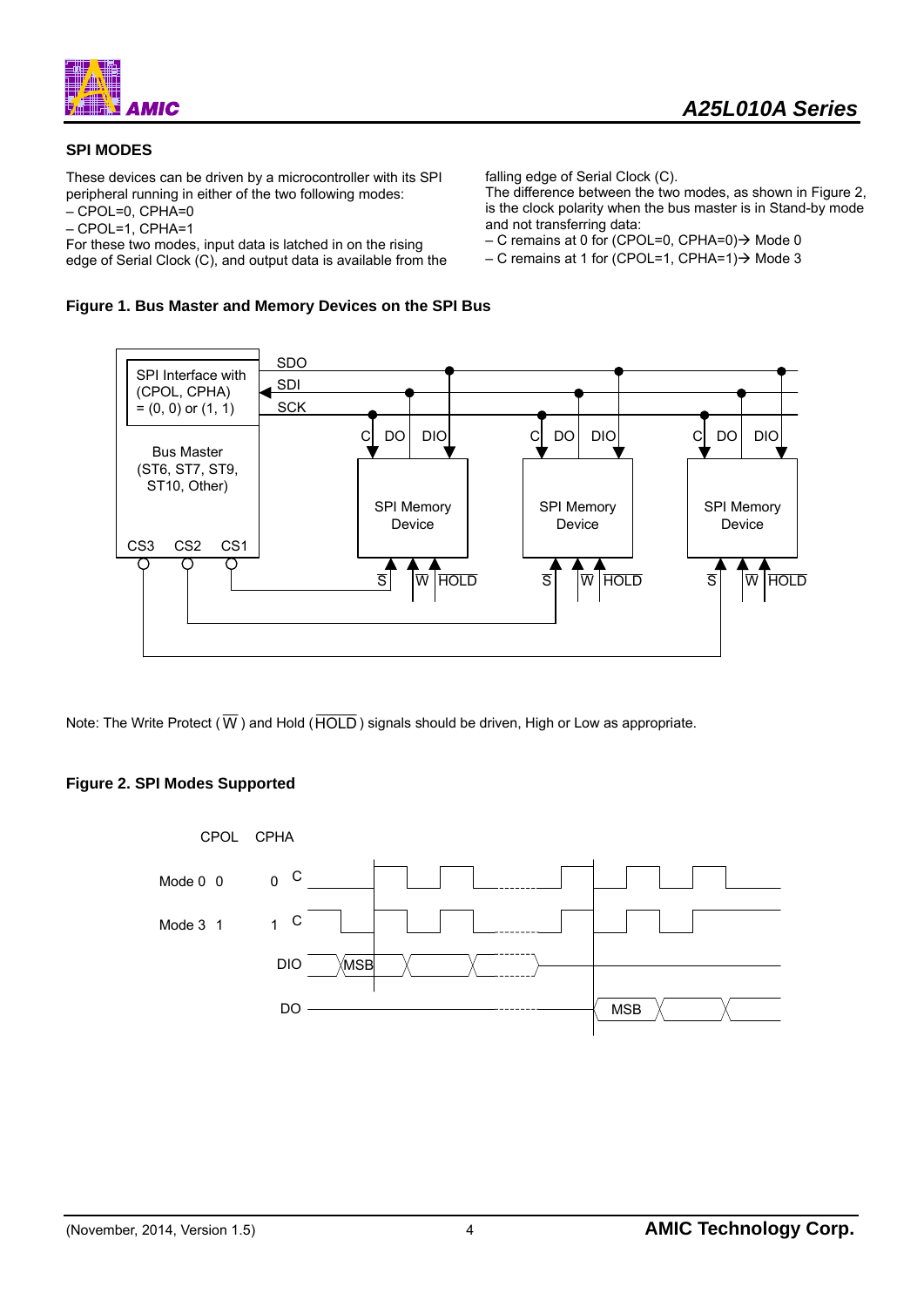## SPI MODES

These devices can be driven by a microcontroller with its SPI peripheral running in either of the two following modes:

– CPOL=0, CPHA=0
– CPOL=1, CPHA=1

For these two modes, input data is latched in on the rising edge of Serial Clock (C), and output data is available from the falling edge of Serial Clock (C).

The difference between the two modes, as shown in Figure 2, is the clock polarity when the bus master is in Stand-by mode and not transferring data:

– C remains at 0 for (CPOL=0, CPHA=0)→ Mode 0
– C remains at 1 for (CPOL=1, CPHA=1)→ Mode 3

**Figure 1. Bus Master and Memory Devices on the SPI Bus**

Note: The Write Protect ($\overline{W}$) and Hold ($\overline{HOLD}$) signals should be driven, High or Low as appropriate.

**Figure 2. SPI Modes Supported**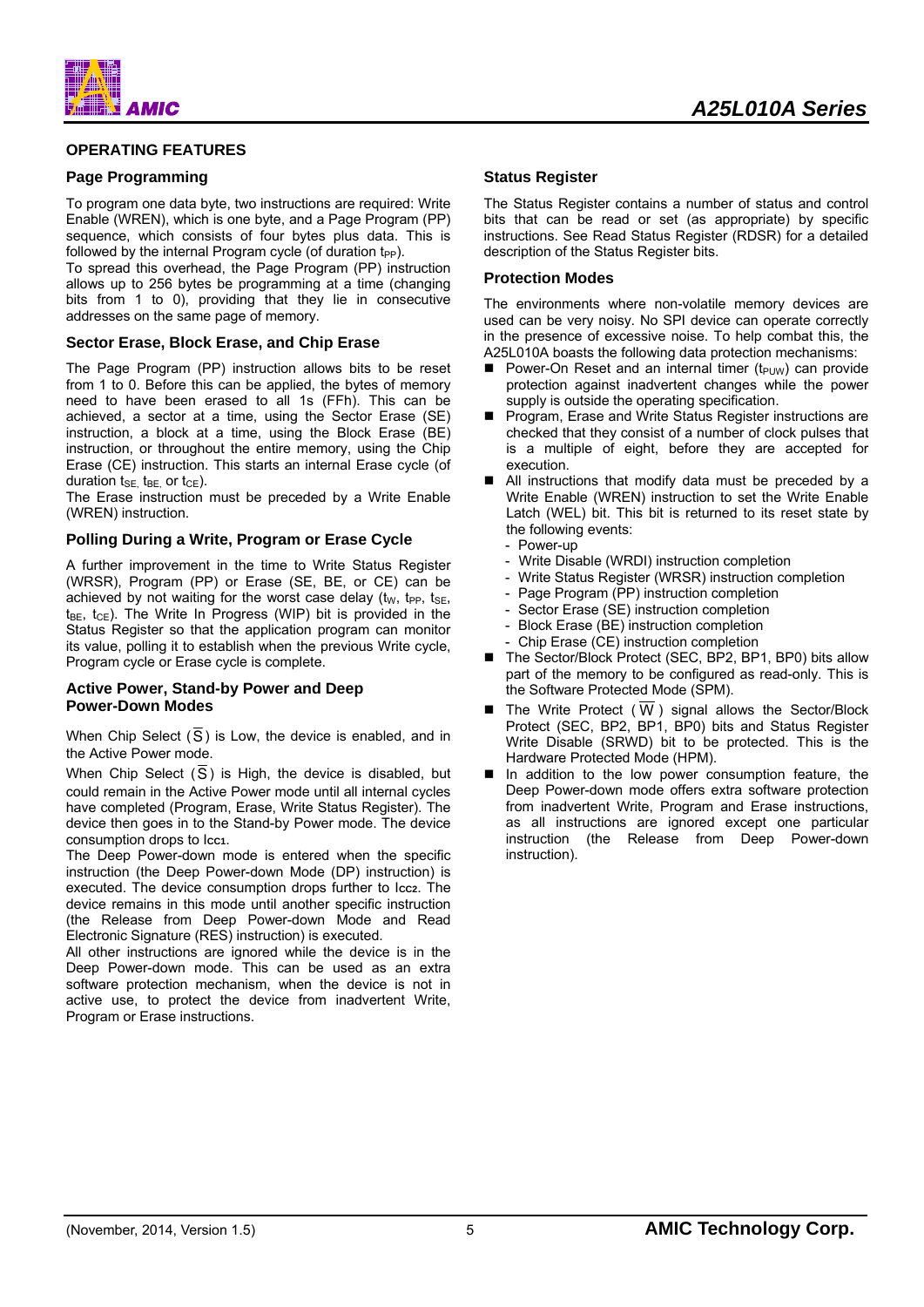## OPERATING FEATURES

### Page Programming

To program one data byte, two instructions are required: Write Enable (WREN), which is one byte, and a Page Program (PP) sequence, which consists of four bytes plus data. This is followed by the internal Program cycle (of duration $t_{PP}$).

To spread this overhead, the Page Program (PP) instruction allows up to 256 bytes be programming at a time (changing bits from 1 to 0), providing that they lie in consecutive addresses on the same page of memory.

### Sector Erase, Block Erase, and Chip Erase

The Page Program (PP) instruction allows bits to be reset from 1 to 0. Before this can be applied, the bytes of memory need to have been erased to all 1s (FFh). This can be achieved, a sector at a time, using the Sector Erase (SE) instruction, a block at a time, using the Block Erase (BE) instruction, or throughout the entire memory, using the Chip Erase (CE) instruction. This starts an internal Erase cycle (of duration $t_{SE}$, $t_{BE}$, or $t_{CE}$).

The Erase instruction must be preceded by a Write Enable (WREN) instruction.

### Polling During a Write, Program or Erase Cycle

A further improvement in the time to Write Status Register (WRSR), Program (PP) or Erase (SE, BE, or CE) can be achieved by not waiting for the worst case delay ($t_W$, $t_{PP}$, $t_{SE}$, $t_{BE}$, $t_{CE}$). The Write In Progress (WIP) bit is provided in the Status Register so that the application program can monitor its value, polling it to establish when the previous Write cycle, Program cycle or Erase cycle is complete.

### Active Power, Stand-by Power and Deep Power-Down Modes

When Chip Select ($\overline{S}$) is Low, the device is enabled, and in the Active Power mode.

When Chip Select ($\overline{S}$) is High, the device is disabled, but could remain in the Active Power mode until all internal cycles have completed (Program, Erase, Write Status Register). The device then goes in to the Stand-by Power mode. The device consumption drops to $I_{CC1}$.

The Deep Power-down mode is entered when the specific instruction (the Deep Power-down Mode (DP) instruction) is executed. The device consumption drops further to $I_{CC2}$. The device remains in this mode until another specific instruction (the Release from Deep Power-down Mode and Read Electronic Signature (RES) instruction) is executed.

All other instructions are ignored while the device is in the Deep Power-down mode. This can be used as an extra software protection mechanism, when the device is not in active use, to protect the device from inadvertent Write, Program or Erase instructions.

### Status Register

The Status Register contains a number of status and control bits that can be read or set (as appropriate) by specific instructions. See Read Status Register (RDSR) for a detailed description of the Status Register bits.

### Protection Modes

The environments where non-volatile memory devices are used can be very noisy. No SPI device can operate correctly in the presence of excessive noise. To help combat this, the A25L010A boasts the following data protection mechanisms:

- Power-On Reset and an internal timer ($t_{PUW}$) can provide protection against inadvertent changes while the power supply is outside the operating specification.
- Program, Erase and Write Status Register instructions are checked that they consist of a number of clock pulses that is a multiple of eight, before they are accepted for execution.
- All instructions that modify data must be preceded by a Write Enable (WREN) instruction to set the Write Enable Latch (WEL) bit. This bit is returned to its reset state by the following events:
  - Power-up
  - Write Disable (WRDI) instruction completion
  - Write Status Register (WRSR) instruction completion
  - Page Program (PP) instruction completion
  - Sector Erase (SE) instruction completion
  - Block Erase (BE) instruction completion
  - Chip Erase (CE) instruction completion
- The Sector/Block Protect (SEC, BP2, BP1, BP0) bits allow part of the memory to be configured as read-only. This is the Software Protected Mode (SPM).
- The Write Protect ($\overline{W}$) signal allows the Sector/Block Protect (SEC, BP2, BP1, BP0) bits and Status Register Write Disable (SRWD) bit to be protected. This is the Hardware Protected Mode (HPM).
- In addition to the low power consumption feature, the Deep Power-down mode offers extra software protection from inadvertent Write, Program and Erase instructions, as all instructions are ignored except one particular instruction (the Release from Deep Power-down instruction).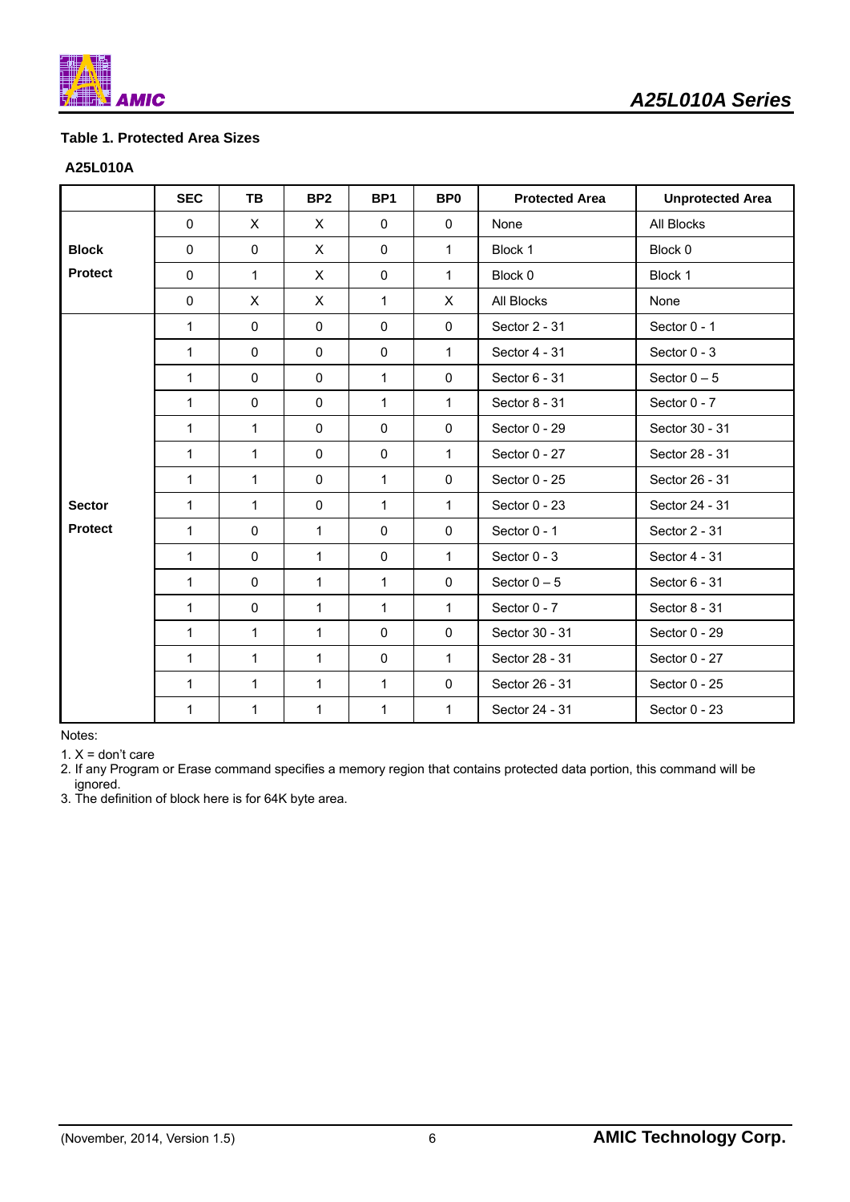**Table 1. Protected Area Sizes**

**A25L010A**

| | SEC | TB | BP2 | BP1 | BP0 | Protected Area | Unprotected Area |
|---|---|---|---|---|---|---|---|
| **Block Protect** | 0 | X | X | 0 | 0 | None | All Blocks |
| | 0 | 0 | X | 0 | 1 | Block 1 | Block 0 |
| | 0 | 1 | X | 0 | 1 | Block 0 | Block 1 |
| | 0 | X | X | 1 | X | All Blocks | None |
| **Sector Protect** | 1 | 0 | 0 | 0 | 0 | Sector 2 - 31 | Sector 0 - 1 |
| | 1 | 0 | 0 | 0 | 1 | Sector 4 - 31 | Sector 0 - 3 |
| | 1 | 0 | 0 | 1 | 0 | Sector 6 - 31 | Sector 0 – 5 |
| | 1 | 0 | 0 | 1 | 1 | Sector 8 - 31 | Sector 0 - 7 |
| | 1 | 1 | 0 | 0 | 0 | Sector 0 - 29 | Sector 30 - 31 |
| | 1 | 1 | 0 | 0 | 1 | Sector 0 - 27 | Sector 28 - 31 |
| | 1 | 1 | 0 | 1 | 0 | Sector 0 - 25 | Sector 26 - 31 |
| | 1 | 1 | 0 | 1 | 1 | Sector 0 - 23 | Sector 24 - 31 |
| | 1 | 0 | 1 | 0 | 0 | Sector 0 - 1 | Sector 2 - 31 |
| | 1 | 0 | 1 | 0 | 1 | Sector 0 - 3 | Sector 4 - 31 |
| | 1 | 0 | 1 | 1 | 0 | Sector 0 – 5 | Sector 6 - 31 |
| | 1 | 0 | 1 | 1 | 1 | Sector 0 - 7 | Sector 8 - 31 |
| | 1 | 1 | 1 | 0 | 0 | Sector 30 - 31 | Sector 0 - 29 |
| | 1 | 1 | 1 | 0 | 1 | Sector 28 - 31 | Sector 0 - 27 |
| | 1 | 1 | 1 | 1 | 0 | Sector 26 - 31 | Sector 0 - 25 |
| | 1 | 1 | 1 | 1 | 1 | Sector 24 - 31 | Sector 0 - 23 |

Notes:

1. X = don't care
2. If any Program or Erase command specifies a memory region that contains protected data portion, this command will be ignored.
3. The definition of block here is for 64K byte area.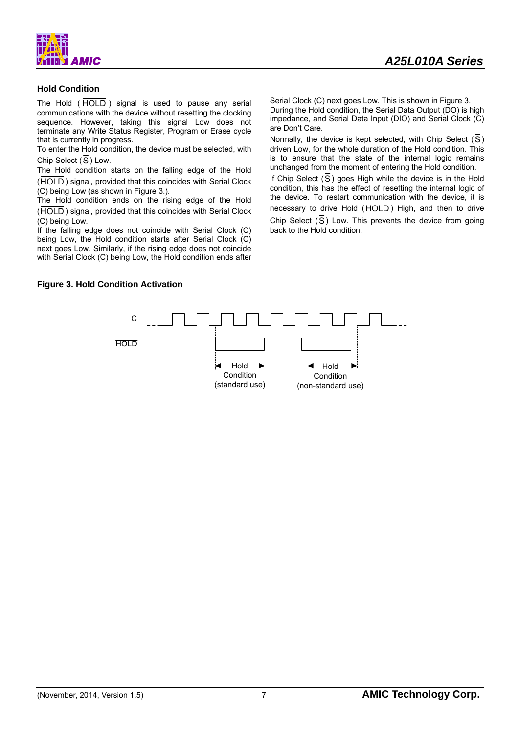### Hold Condition

The Hold ( $\overline{\text{HOLD}}$ ) signal is used to pause any serial communications with the device without resetting the clocking sequence. However, taking this signal Low does not terminate any Write Status Register, Program or Erase cycle that is currently in progress.

To enter the Hold condition, the device must be selected, with Chip Select ( $\overline{\text{S}}$ ) Low.

The Hold condition starts on the falling edge of the Hold ( $\overline{\text{HOLD}}$ ) signal, provided that this coincides with Serial Clock (C) being Low (as shown in Figure 3.).

The Hold condition ends on the rising edge of the Hold ( $\overline{\text{HOLD}}$ ) signal, provided that this coincides with Serial Clock (C) being Low.

If the falling edge does not coincide with Serial Clock (C) being Low, the Hold condition starts after Serial Clock (C) next goes Low. Similarly, if the rising edge does not coincide with Serial Clock (C) being Low, the Hold condition ends after Serial Clock (C) next goes Low. This is shown in Figure 3.

During the Hold condition, the Serial Data Output (DO) is high impedance, and Serial Data Input (DIO) and Serial Clock (C) are Don't Care.

Normally, the device is kept selected, with Chip Select ( $\overline{\text{S}}$ ) driven Low, for the whole duration of the Hold condition. This is to ensure that the state of the internal logic remains unchanged from the moment of entering the Hold condition.

If Chip Select ( $\overline{\text{S}}$ ) goes High while the device is in the Hold condition, this has the effect of resetting the internal logic of the device. To restart communication with the device, it is necessary to drive Hold ( $\overline{\text{HOLD}}$ ) High, and then to drive Chip Select ( $\overline{\text{S}}$ ) Low. This prevents the device from going back to the Hold condition.

**Figure 3. Hold Condition Activation**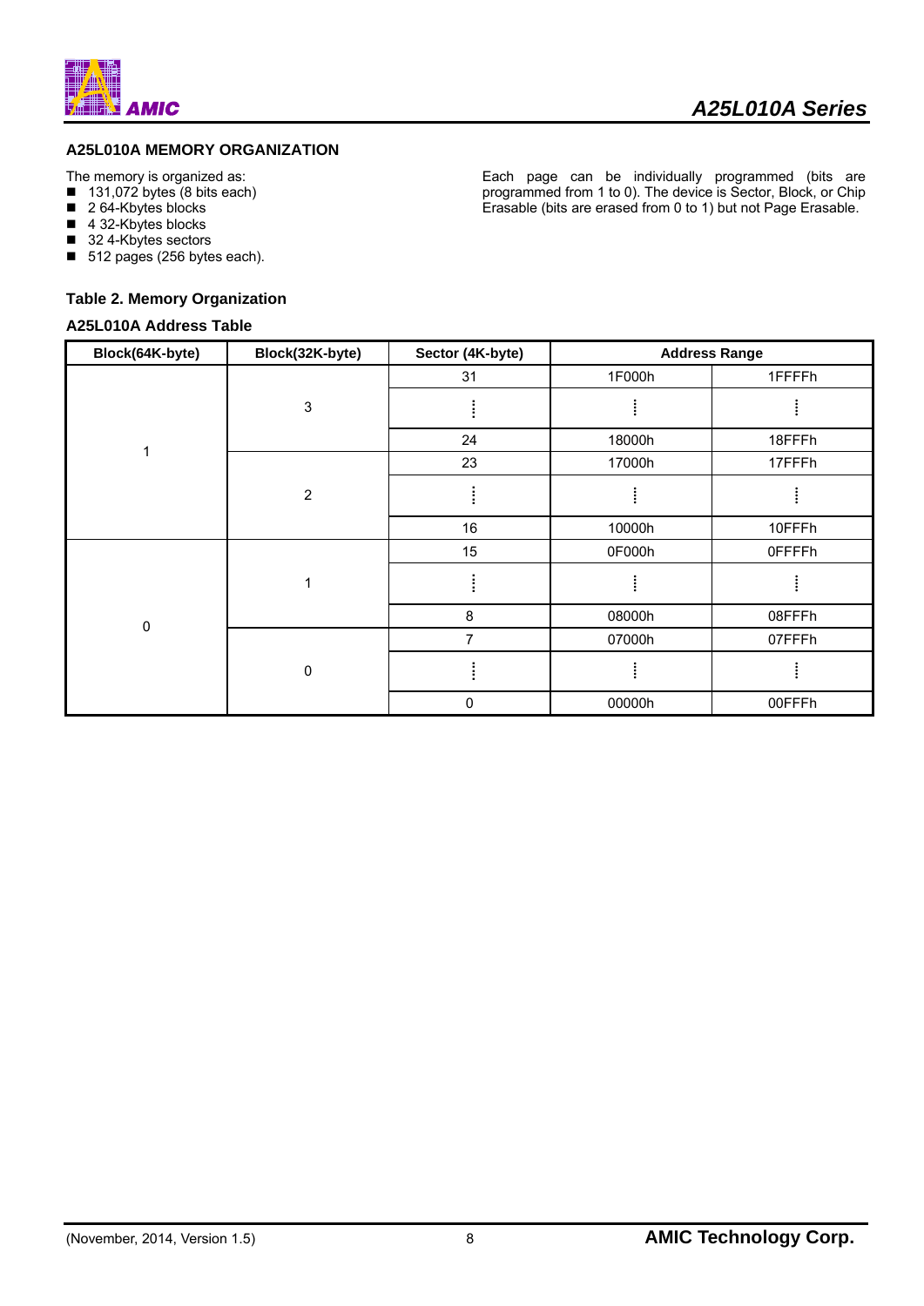## A25L010A MEMORY ORGANIZATION

The memory is organized as:

- 131,072 bytes (8 bits each)
- 2 64-Kbytes blocks
- 4 32-Kbytes blocks
- 32 4-Kbytes sectors
- 512 pages (256 bytes each).

Each page can be individually programmed (bits are programmed from 1 to 0). The device is Sector, Block, or Chip Erasable (bits are erased from 0 to 1) but not Page Erasable.

**Table 2. Memory Organization**

**A25L010A Address Table**

| Block(64K-byte) | Block(32K-byte) | Sector (4K-byte) | Address Range | |
|---|---|---|---|---|
| 1 | 3 | 31 | 1F000h | 1FFFFh |
| | | ⋮ | ⋮ | ⋮ |
| | | 24 | 18000h | 18FFFh |
| | 2 | 23 | 17000h | 17FFFh |
| | | ⋮ | ⋮ | ⋮ |
| | | 16 | 10000h | 10FFFh |
| 0 | 1 | 15 | 0F000h | 0FFFFh |
| | | ⋮ | ⋮ | ⋮ |
| | | 8 | 08000h | 08FFFh |
| | 0 | 7 | 07000h | 07FFFh |
| | | ⋮ | ⋮ | ⋮ |
| | | 0 | 00000h | 00FFFh |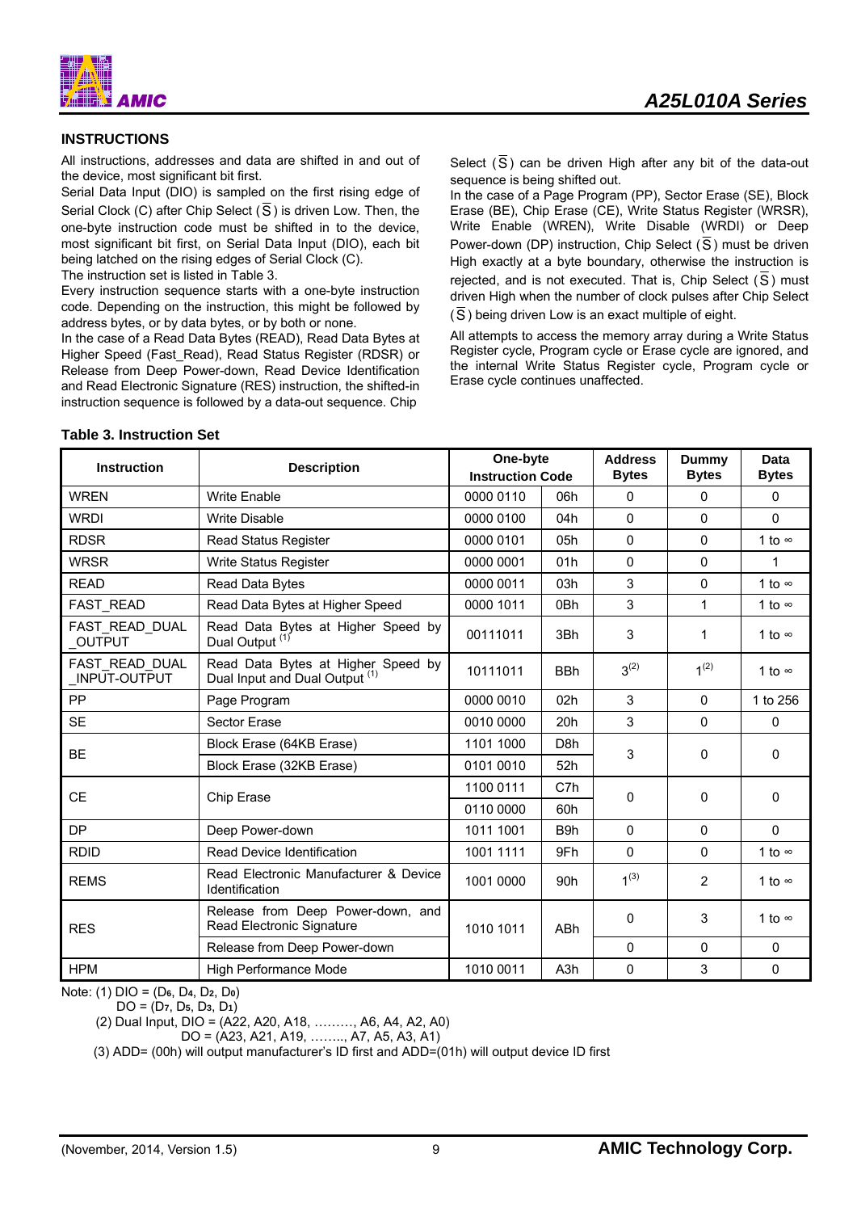## INSTRUCTIONS

All instructions, addresses and data are shifted in and out of the device, most significant bit first.

Serial Data Input (DIO) is sampled on the first rising edge of Serial Clock (C) after Chip Select ($\overline{S}$) is driven Low. Then, the one-byte instruction code must be shifted in to the device, most significant bit first, on Serial Data Input (DIO), each bit being latched on the rising edges of Serial Clock (C).

The instruction set is listed in Table 3.

Every instruction sequence starts with a one-byte instruction code. Depending on the instruction, this might be followed by address bytes, or by data bytes, or by both or none.

In the case of a Read Data Bytes (READ), Read Data Bytes at Higher Speed (Fast_Read), Read Status Register (RDSR) or Release from Deep Power-down, Read Device Identification and Read Electronic Signature (RES) instruction, the shifted-in instruction sequence is followed by a data-out sequence. Chip Select ($\overline{S}$) can be driven High after any bit of the data-out sequence is being shifted out.

In the case of a Page Program (PP), Sector Erase (SE), Block Erase (BE), Chip Erase (CE), Write Status Register (WRSR), Write Enable (WREN), Write Disable (WRDI) or Deep Power-down (DP) instruction, Chip Select ($\overline{S}$) must be driven High exactly at a byte boundary, otherwise the instruction is rejected, and is not executed. That is, Chip Select ($\overline{S}$) must driven High when the number of clock pulses after Chip Select ($\overline{S}$) being driven Low is an exact multiple of eight.

All attempts to access the memory array during a Write Status Register cycle, Program cycle or Erase cycle are ignored, and the internal Write Status Register cycle, Program cycle or Erase cycle continues unaffected.

**Table 3. Instruction Set**

| Instruction | Description | One-byte Instruction Code | | Address Bytes | Dummy Bytes | Data Bytes |
|---|---|---|---|---|---|---|
| WREN | Write Enable | 0000 0110 | 06h | 0 | 0 | 0 |
| WRDI | Write Disable | 0000 0100 | 04h | 0 | 0 | 0 |
| RDSR | Read Status Register | 0000 0101 | 05h | 0 | 0 | 1 to ∞ |
| WRSR | Write Status Register | 0000 0001 | 01h | 0 | 0 | 1 |
| READ | Read Data Bytes | 0000 0011 | 03h | 3 | 0 | 1 to ∞ |
| FAST_READ | Read Data Bytes at Higher Speed | 0000 1011 | 0Bh | 3 | 1 | 1 to ∞ |
| FAST_READ_DUAL_OUTPUT | Read Data Bytes at Higher Speed by Dual Output (1) | 00111011 | 3Bh | 3 | 1 | 1 to ∞ |
| FAST_READ_DUAL_INPUT-OUTPUT | Read Data Bytes at Higher Speed by Dual Input and Dual Output (1) | 10111011 | BBh | 3(2) | 1(2) | 1 to ∞ |
| PP | Page Program | 0000 0010 | 02h | 3 | 0 | 1 to 256 |
| SE | Sector Erase | 0010 0000 | 20h | 3 | 0 | 0 |
| BE | Block Erase (64KB Erase) | 1101 1000 | D8h | 3 | 0 | 0 |
| | Block Erase (32KB Erase) | 0101 0010 | 52h | | | |
| CE | Chip Erase | 1100 0111 | C7h | 0 | 0 | 0 |
| | | 0110 0000 | 60h | | | |
| DP | Deep Power-down | 1011 1001 | B9h | 0 | 0 | 0 |
| RDID | Read Device Identification | 1001 1111 | 9Fh | 0 | 0 | 1 to ∞ |
| REMS | Read Electronic Manufacturer & Device Identification | 1001 0000 | 90h | 1(3) | 2 | 1 to ∞ |
| RES | Release from Deep Power-down, and Read Electronic Signature | 1010 1011 | ABh | 0 | 3 | 1 to ∞ |
| | Release from Deep Power-down | | | 0 | 0 | 0 |
| HPM | High Performance Mode | 1010 0011 | A3h | 0 | 3 | 0 |

Note: (1) DIO = ($D_6$, $D_4$, $D_2$, $D_0$)
DO = ($D_7$, $D_5$, $D_3$, $D_1$)

(2) Dual Input, DIO = (A22, A20, A18, ………, A6, A4, A2, A0)
DO = (A23, A21, A19, …….., A7, A5, A3, A1)

(3) ADD= (00h) will output manufacturer's ID first and ADD=(01h) will output device ID first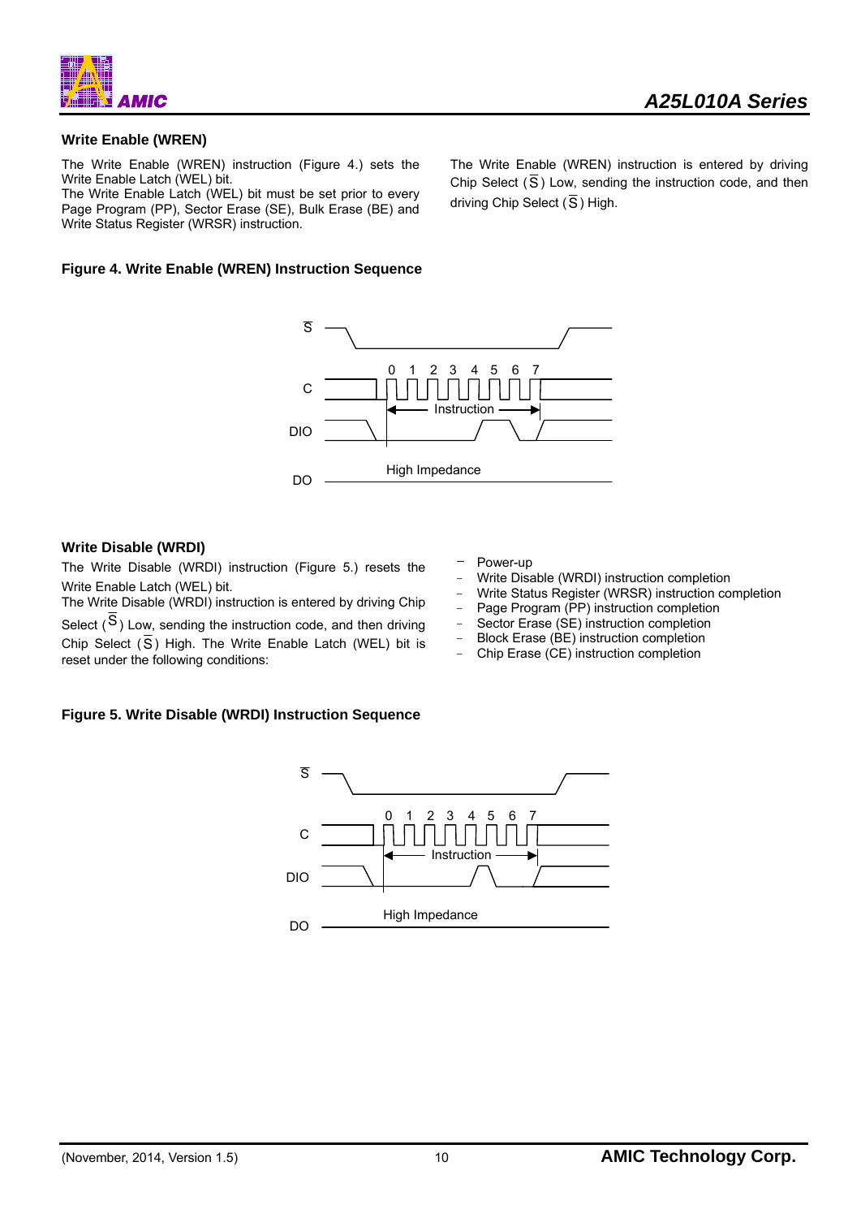### Write Enable (WREN)

The Write Enable (WREN) instruction (Figure 4.) sets the Write Enable Latch (WEL) bit.
The Write Enable Latch (WEL) bit must be set prior to every Page Program (PP), Sector Erase (SE), Bulk Erase (BE) and Write Status Register (WRSR) instruction.

The Write Enable (WREN) instruction is entered by driving Chip Select ($\overline{S}$) Low, sending the instruction code, and then driving Chip Select ($\overline{S}$) High.

**Figure 4. Write Enable (WREN) Instruction Sequence**

### Write Disable (WRDI)

The Write Disable (WRDI) instruction (Figure 5.) resets the Write Enable Latch (WEL) bit.
The Write Disable (WRDI) instruction is entered by driving Chip Select ($\overline{S}$) Low, sending the instruction code, and then driving Chip Select ($\overline{S}$) High. The Write Enable Latch (WEL) bit is reset under the following conditions:

- Power-up
- Write Disable (WRDI) instruction completion
- Write Status Register (WRSR) instruction completion
- Page Program (PP) instruction completion
- Sector Erase (SE) instruction completion
- Block Erase (BE) instruction completion
- Chip Erase (CE) instruction completion

**Figure 5. Write Disable (WRDI) Instruction Sequence**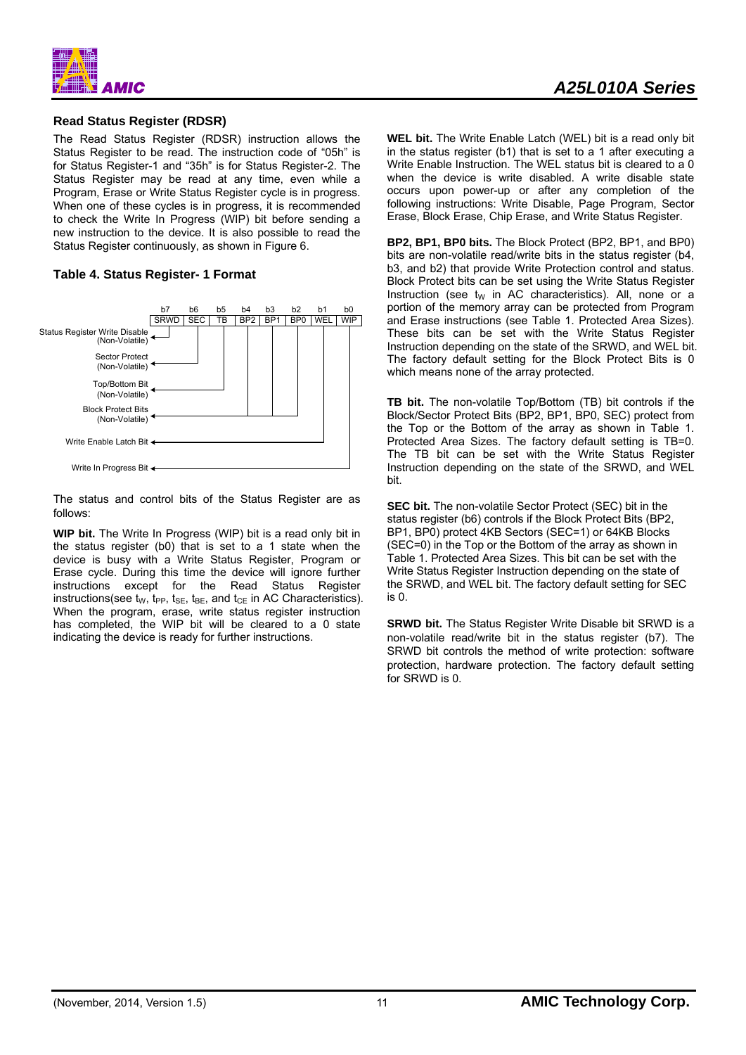### Read Status Register (RDSR)

The Read Status Register (RDSR) instruction allows the Status Register to be read. The instruction code of "05h" is for Status Register-1 and "35h" is for Status Register-2. The Status Register may be read at any time, even while a Program, Erase or Write Status Register cycle is in progress. When one of these cycles is in progress, it is recommended to check the Write In Progress (WIP) bit before sending a new instruction to the device. It is also possible to read the Status Register continuously, as shown in Figure 6.

### Table 4. Status Register- 1 Format

| b7 | b6 | b5 | b4 | b3 | b2 | b1 | b0 |
|---|---|---|---|---|---|---|---|
| SRWD | SEC | TB | BP2 | BP1 | BP0 | WEL | WIP |

- SRWD: Status Register Write Disable (Non-Volatile)
- SEC: Sector Protect (Non-Volatile)
- TB: Top/Bottom Bit (Non-Volatile)
- BP2, BP1, BP0: Block Protect Bits (Non-Volatile)
- WEL: Write Enable Latch Bit
- WIP: Write In Progress Bit

The status and control bits of the Status Register are as follows:

**WIP bit.** The Write In Progress (WIP) bit is a read only bit in the status register (b0) that is set to a 1 state when the device is busy with a Write Status Register, Program or Erase cycle. During this time the device will ignore further instructions except for the Read Status Register instructions(see $t_W$, $t_{PP}$, $t_{SE}$, $t_{BE}$, and $t_{CE}$ in AC Characteristics). When the program, erase, write status register instruction has completed, the WIP bit will be cleared to a 0 state indicating the device is ready for further instructions.

**WEL bit.** The Write Enable Latch (WEL) bit is a read only bit in the status register (b1) that is set to a 1 after executing a Write Enable Instruction. The WEL status bit is cleared to a 0 when the device is write disabled. A write disable state occurs upon power-up or after any completion of the following instructions: Write Disable, Page Program, Sector Erase, Block Erase, Chip Erase, and Write Status Register.

**BP2, BP1, BP0 bits.** The Block Protect (BP2, BP1, and BP0) bits are non-volatile read/write bits in the status register (b4, b3, and b2) that provide Write Protection control and status. Block Protect bits can be set using the Write Status Register Instruction (see $t_W$ in AC characteristics). All, none or a portion of the memory array can be protected from Program and Erase instructions (see Table 1. Protected Area Sizes). These bits can be set with the Write Status Register Instruction depending on the state of the SRWD, and WEL bit. The factory default setting for the Block Protect Bits is 0 which means none of the array protected.

**TB bit.** The non-volatile Top/Bottom (TB) bit controls if the Block/Sector Protect Bits (BP2, BP1, BP0, SEC) protect from the Top or the Bottom of the array as shown in Table 1. Protected Area Sizes. The factory default setting is TB=0. The TB bit can be set with the Write Status Register Instruction depending on the state of the SRWD, and WEL bit.

**SEC bit.** The non-volatile Sector Protect (SEC) bit in the status register (b6) controls if the Block Protect Bits (BP2, BP1, BP0) protect 4KB Sectors (SEC=1) or 64KB Blocks (SEC=0) in the Top or the Bottom of the array as shown in Table 1. Protected Area Sizes. This bit can be set with the Write Status Register Instruction depending on the state of the SRWD, and WEL bit. The factory default setting for SEC is 0.

**SRWD bit.** The Status Register Write Disable bit SRWD is a non-volatile read/write bit in the status register (b7). The SRWD bit controls the method of write protection: software protection, hardware protection. The factory default setting for SRWD is 0.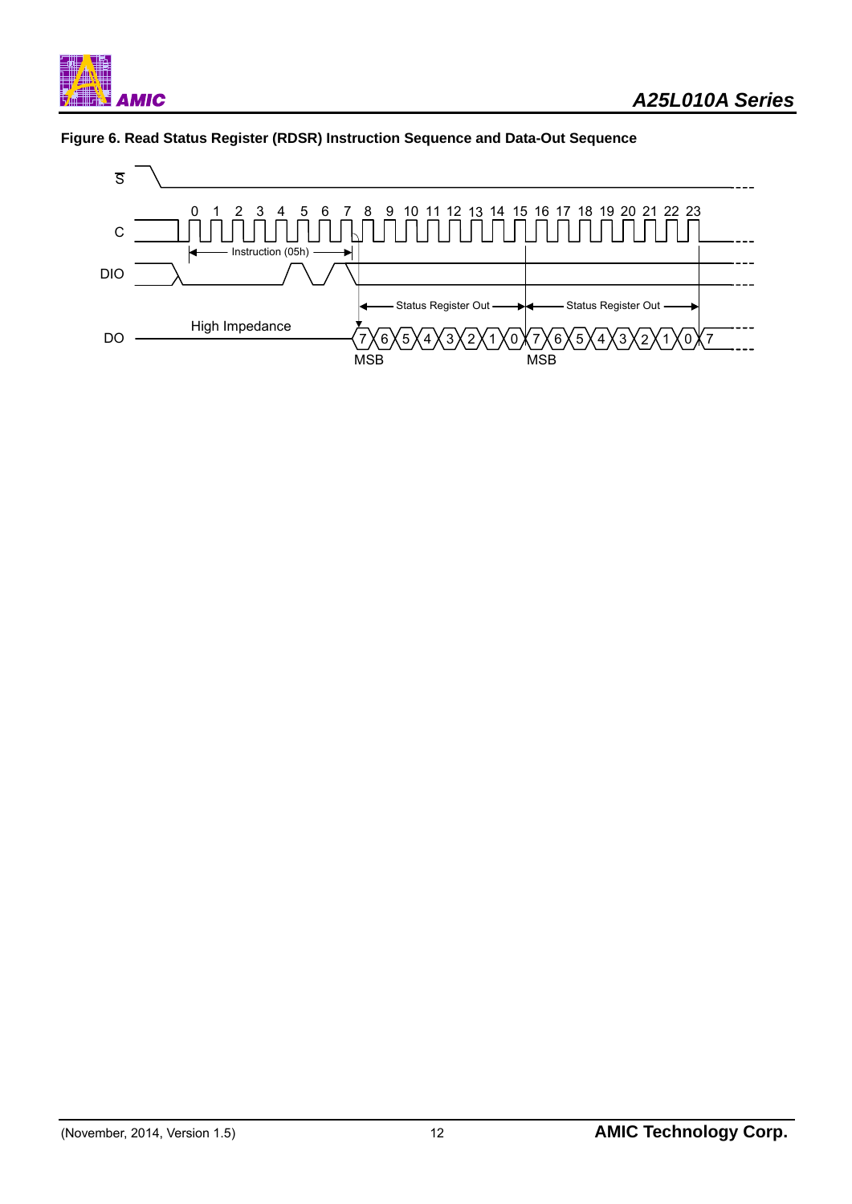**Figure 6. Read Status Register (RDSR) Instruction Sequence and Data-Out Sequence**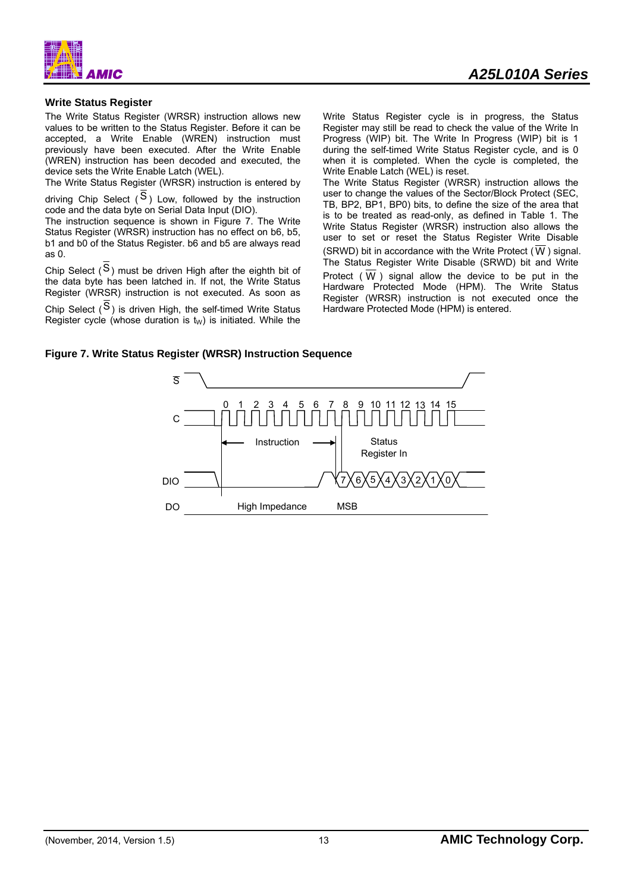## Write Status Register

The Write Status Register (WRSR) instruction allows new values to be written to the Status Register. Before it can be accepted, a Write Enable (WREN) instruction must previously have been executed. After the Write Enable (WREN) instruction has been decoded and executed, the device sets the Write Enable Latch (WEL).

The Write Status Register (WRSR) instruction is entered by driving Chip Select ($\overline{S}$) Low, followed by the instruction code and the data byte on Serial Data Input (DIO).

The instruction sequence is shown in Figure 7. The Write Status Register (WRSR) instruction has no effect on b6, b5, b1 and b0 of the Status Register. b6 and b5 are always read as 0.

Chip Select ($\overline{S}$) must be driven High after the eighth bit of the data byte has been latched in. If not, the Write Status Register (WRSR) instruction is not executed. As soon as Chip Select ($\overline{S}$) is driven High, the self-timed Write Status Register cycle (whose duration is $t_W$) is initiated. While the Write Status Register cycle is in progress, the Status Register may still be read to check the value of the Write In Progress (WIP) bit. The Write In Progress (WIP) bit is 1 during the self-timed Write Status Register cycle, and is 0 when it is completed. When the cycle is completed, the Write Enable Latch (WEL) is reset.

The Write Status Register (WRSR) instruction allows the user to change the values of the Sector/Block Protect (SEC, TB, BP2, BP1, BP0) bits, to define the size of the area that is to be treated as read-only, as defined in Table 1. The Write Status Register (WRSR) instruction also allows the user to set or reset the Status Register Write Disable (SRWD) bit in accordance with the Write Protect ($\overline{W}$) signal. The Status Register Write Disable (SRWD) bit and Write Protect ($\overline{W}$) signal allow the device to be put in the Hardware Protected Mode (HPM). The Write Status Register (WRSR) instruction is not executed once the Hardware Protected Mode (HPM) is entered.

**Figure 7. Write Status Register (WRSR) Instruction Sequence**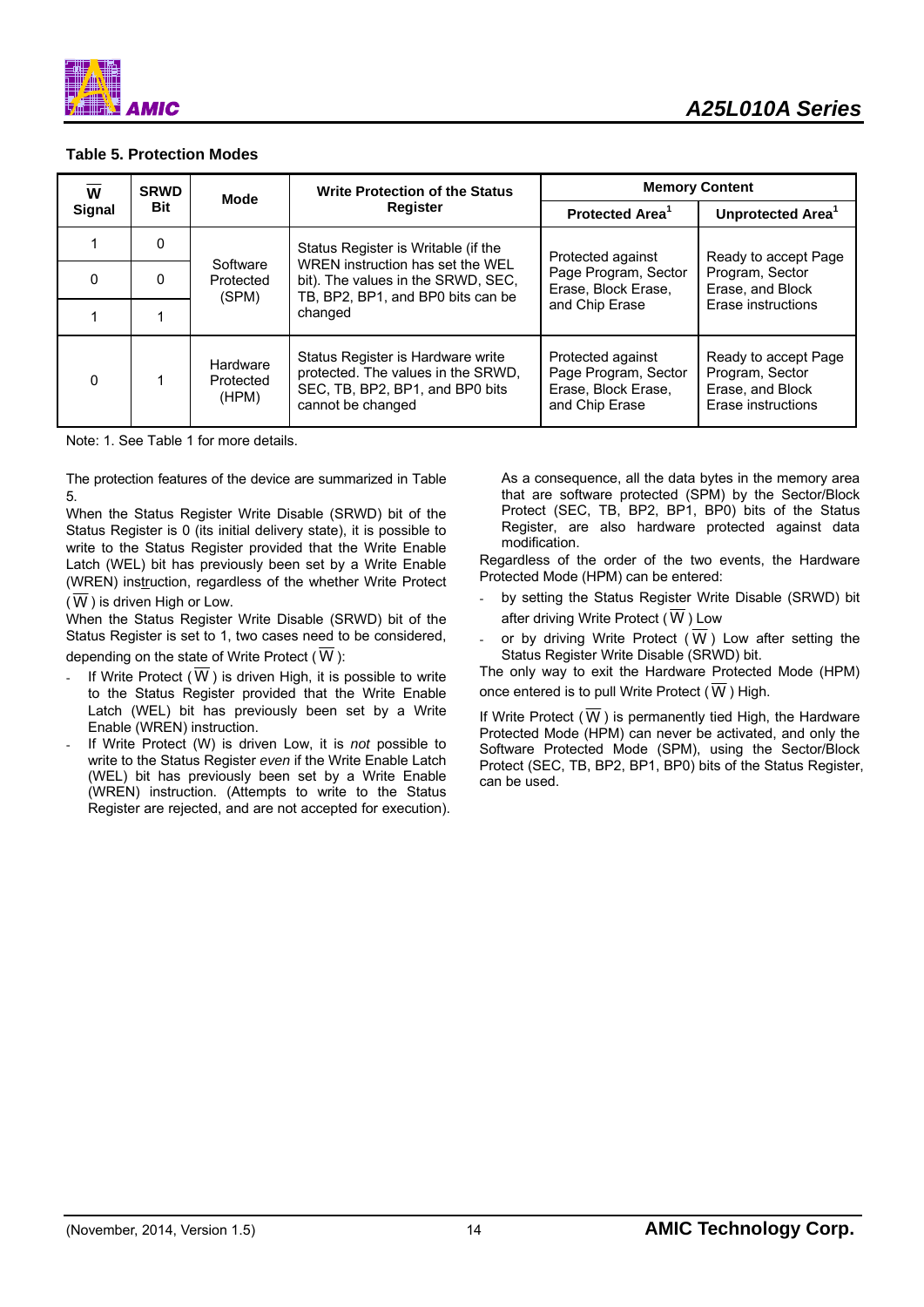**Table 5. Protection Modes**

| $\overline{W}$ Signal | SRWD Bit | Mode | Write Protection of the Status Register | Memory Content | |
|---|---|---|---|---|---|
| | | | | Protected Area[1] | Unprotected Area[1] |
| 1 | 0 | Software Protected (SPM) | Status Register is Writable (if the WREN instruction has set the WEL bit). The values in the SRWD, SEC, TB, BP2, BP1, and BP0 bits can be changed | Protected against Page Program, Sector Erase, Block Erase, and Chip Erase | Ready to accept Page Program, Sector Erase, and Block Erase instructions |
| 0 | 0 | | | | |
| 1 | 1 | | | | |
| 0 | 1 | Hardware Protected (HPM) | Status Register is Hardware write protected. The values in the SRWD, SEC, TB, BP2, BP1, and BP0 bits cannot be changed | Protected against Page Program, Sector Erase, Block Erase, and Chip Erase | Ready to accept Page Program, Sector Erase, and Block Erase instructions |

Note: 1. See Table 1 for more details.

The protection features of the device are summarized in Table 5.

When the Status Register Write Disable (SRWD) bit of the Status Register is 0 (its initial delivery state), it is possible to write to the Status Register provided that the Write Enable Latch (WEL) bit has previously been set by a Write Enable (WREN) instruction, regardless of the whether Write Protect ($\overline{W}$) is driven High or Low.

When the Status Register Write Disable (SRWD) bit of the Status Register is set to 1, two cases need to be considered, depending on the state of Write Protect ($\overline{W}$):

- If Write Protect ($\overline{W}$) is driven High, it is possible to write to the Status Register provided that the Write Enable Latch (WEL) bit has previously been set by a Write Enable (WREN) instruction.
- If Write Protect (W) is driven Low, it is *not* possible to write to the Status Register *even* if the Write Enable Latch (WEL) bit has previously been set by a Write Enable (WREN) instruction. (Attempts to write to the Status Register are rejected, and are not accepted for execution). As a consequence, all the data bytes in the memory area that are software protected (SPM) by the Sector/Block Protect (SEC, TB, BP2, BP1, BP0) bits of the Status Register, are also hardware protected against data modification.

Regardless of the order of the two events, the Hardware Protected Mode (HPM) can be entered:

- by setting the Status Register Write Disable (SRWD) bit after driving Write Protect ($\overline{W}$) Low
- or by driving Write Protect ($\overline{W}$) Low after setting the Status Register Write Disable (SRWD) bit.

The only way to exit the Hardware Protected Mode (HPM) once entered is to pull Write Protect ($\overline{W}$) High.

If Write Protect ($\overline{W}$) is permanently tied High, the Hardware Protected Mode (HPM) can never be activated, and only the Software Protected Mode (SPM), using the Sector/Block Protect (SEC, TB, BP2, BP1, BP0) bits of the Status Register, can be used.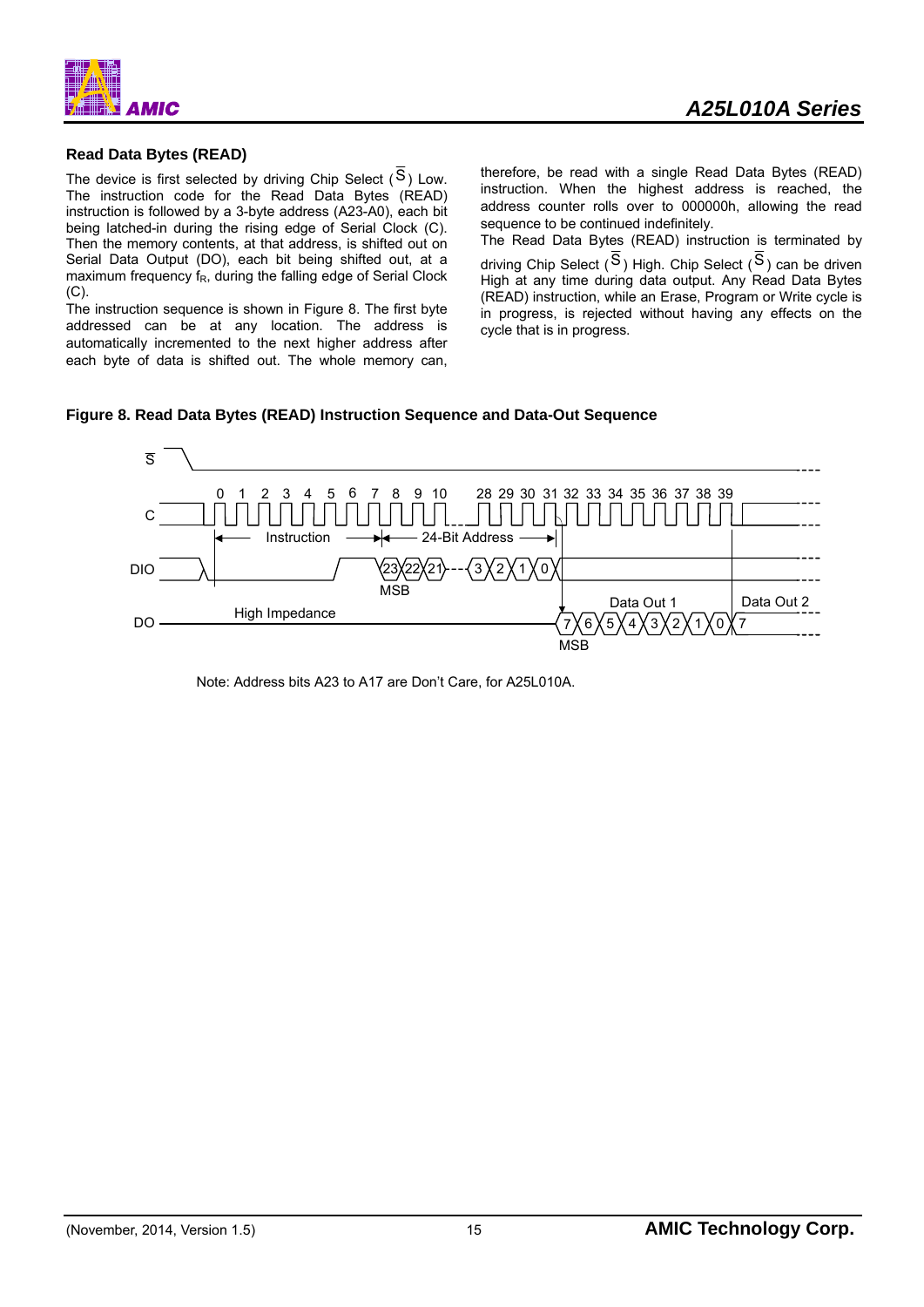## Read Data Bytes (READ)

The device is first selected by driving Chip Select ($\overline{S}$) Low. The instruction code for the Read Data Bytes (READ) instruction is followed by a 3-byte address (A23-A0), each bit being latched-in during the rising edge of Serial Clock (C). Then the memory contents, at that address, is shifted out on Serial Data Output (DO), each bit being shifted out, at a maximum frequency $f_R$, during the falling edge of Serial Clock (C).

The instruction sequence is shown in Figure 8. The first byte addressed can be at any location. The address is automatically incremented to the next higher address after each byte of data is shifted out. The whole memory can, therefore, be read with a single Read Data Bytes (READ) instruction. When the highest address is reached, the address counter rolls over to 000000h, allowing the read sequence to be continued indefinitely.

The Read Data Bytes (READ) instruction is terminated by driving Chip Select ($\overline{S}$) High. Chip Select ($\overline{S}$) can be driven High at any time during data output. Any Read Data Bytes (READ) instruction, while an Erase, Program or Write cycle is in progress, is rejected without having any effects on the cycle that is in progress.

**Figure 8. Read Data Bytes (READ) Instruction Sequence and Data-Out Sequence**

Note: Address bits A23 to A17 are Don't Care, for A25L010A.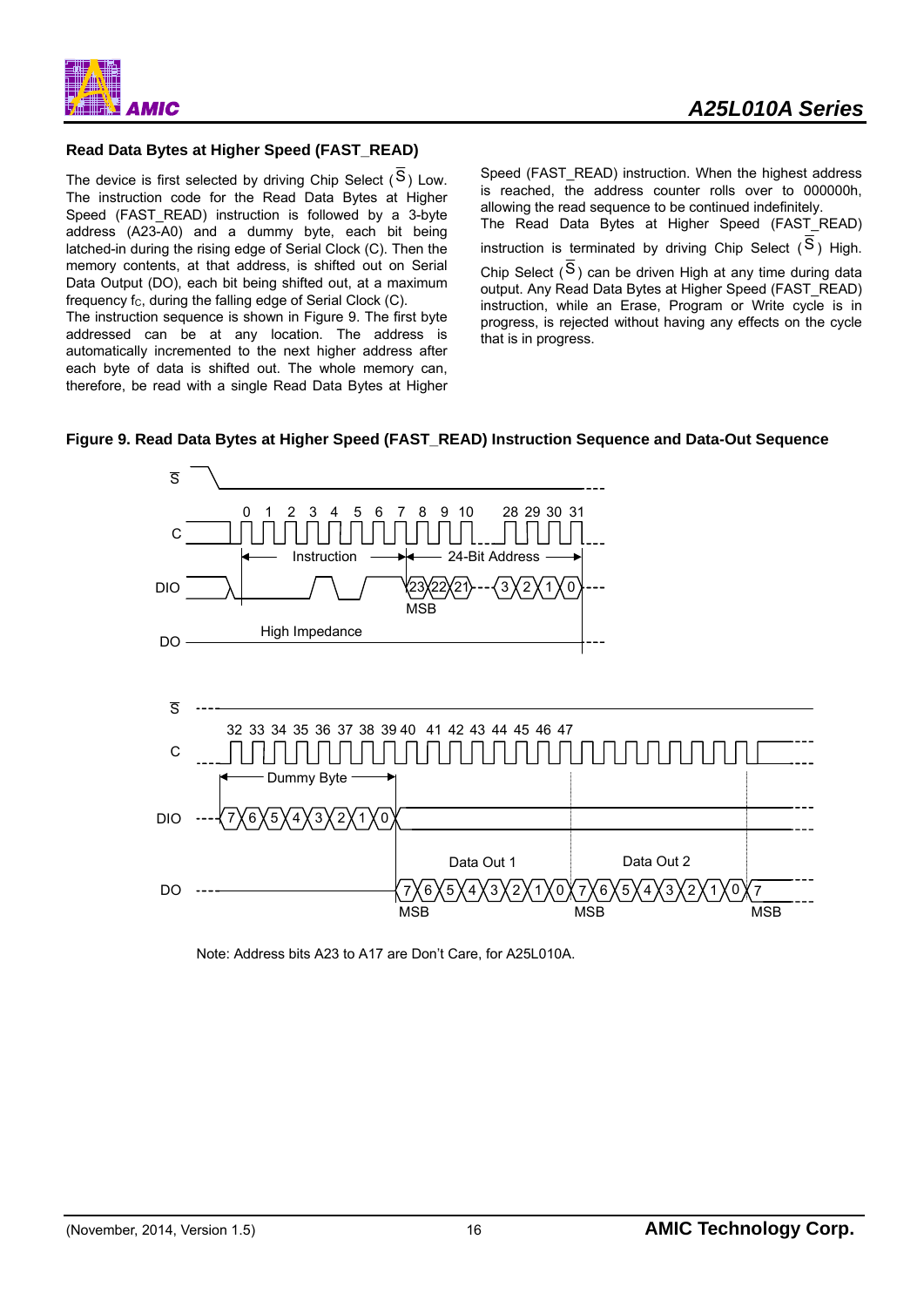### Read Data Bytes at Higher Speed (FAST_READ)

The device is first selected by driving Chip Select ($\overline{S}$) Low. The instruction code for the Read Data Bytes at Higher Speed (FAST_READ) instruction is followed by a 3-byte address (A23-A0) and a dummy byte, each bit being latched-in during the rising edge of Serial Clock (C). Then the memory contents, at that address, is shifted out on Serial Data Output (DO), each bit being shifted out, at a maximum frequency $f_C$, during the falling edge of Serial Clock (C).

The instruction sequence is shown in Figure 9. The first byte addressed can be at any location. The address is automatically incremented to the next higher address after each byte of data is shifted out. The whole memory can, therefore, be read with a single Read Data Bytes at Higher Speed (FAST_READ) instruction. When the highest address is reached, the address counter rolls over to 000000h, allowing the read sequence to be continued indefinitely.

The Read Data Bytes at Higher Speed (FAST_READ) instruction is terminated by driving Chip Select ($\overline{S}$) High. Chip Select ($\overline{S}$) can be driven High at any time during data output. Any Read Data Bytes at Higher Speed (FAST_READ) instruction, while an Erase, Program or Write cycle is in progress, is rejected without having any effects on the cycle that is in progress.

**Figure 9. Read Data Bytes at Higher Speed (FAST_READ) Instruction Sequence and Data-Out Sequence**

Note: Address bits A23 to A17 are Don't Care, for A25L010A.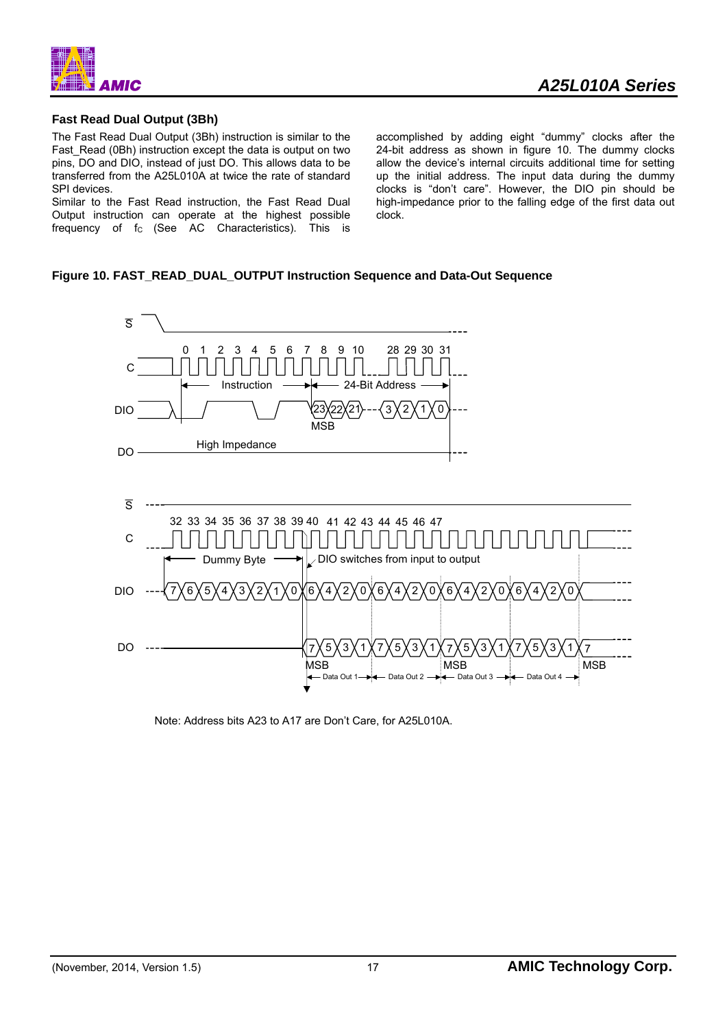### Fast Read Dual Output (3Bh)

The Fast Read Dual Output (3Bh) instruction is similar to the Fast_Read (0Bh) instruction except the data is output on two pins, DO and DIO, instead of just DO. This allows data to be transferred from the A25L010A at twice the rate of standard SPI devices.

Similar to the Fast Read instruction, the Fast Read Dual Output instruction can operate at the highest possible frequency of $f_C$ (See AC Characteristics). This is accomplished by adding eight "dummy" clocks after the 24-bit address as shown in figure 10. The dummy clocks allow the device's internal circuits additional time for setting up the initial address. The input data during the dummy clocks is "don't care". However, the DIO pin should be high-impedance prior to the falling edge of the first data out clock.

**Figure 10. FAST_READ_DUAL_OUTPUT Instruction Sequence and Data-Out Sequence**

Note: Address bits A23 to A17 are Don't Care, for A25L010A.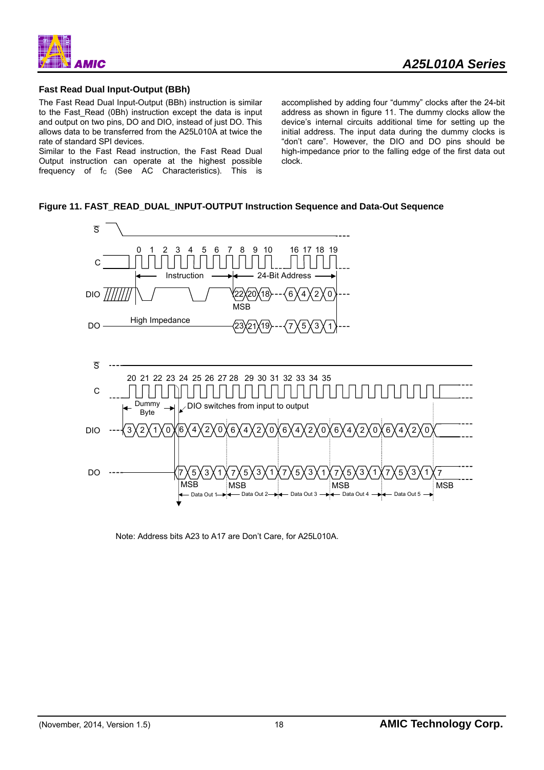### Fast Read Dual Input-Output (BBh)

The Fast Read Dual Input-Output (BBh) instruction is similar to the Fast_Read (0Bh) instruction except the data is input and output on two pins, DO and DIO, instead of just DO. This allows data to be transferred from the A25L010A at twice the rate of standard SPI devices.

Similar to the Fast Read instruction, the Fast Read Dual Output instruction can operate at the highest possible frequency of $f_C$ (See AC Characteristics). This is accomplished by adding four "dummy" clocks after the 24-bit address as shown in figure 11. The dummy clocks allow the device's internal circuits additional time for setting up the initial address. The input data during the dummy clocks is "don't care". However, the DIO and DO pins should be high-impedance prior to the falling edge of the first data out clock.

**Figure 11. FAST_READ_DUAL_INPUT-OUTPUT Instruction Sequence and Data-Out Sequence**

Note: Address bits A23 to A17 are Don't Care, for A25L010A.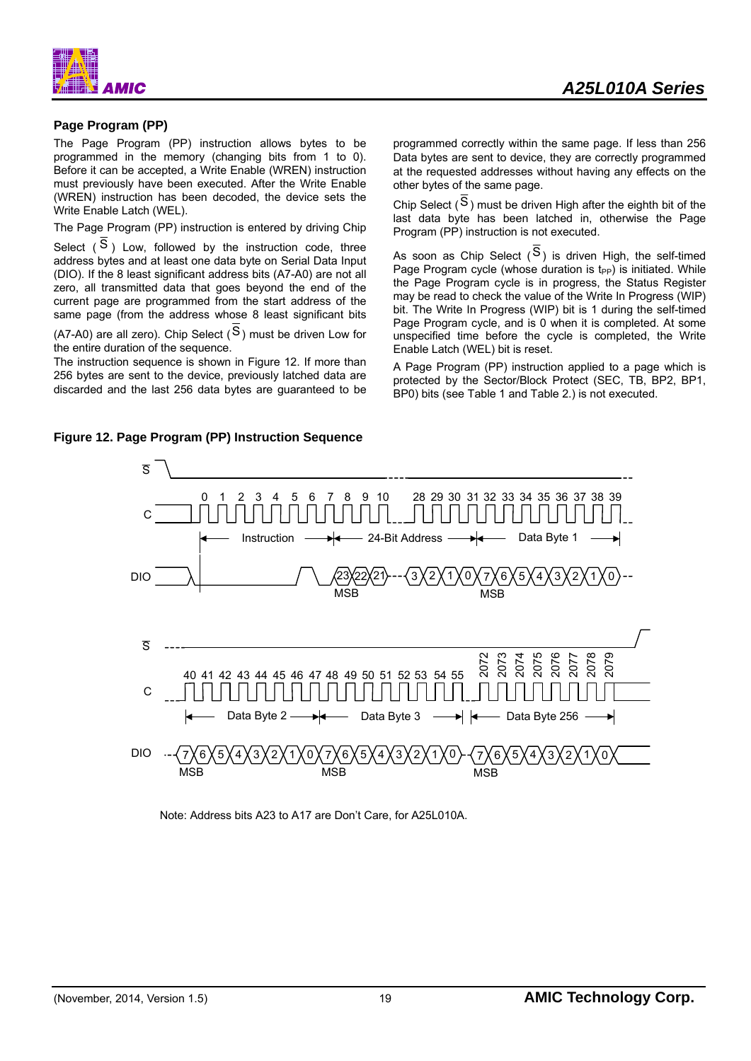## Page Program (PP)

The Page Program (PP) instruction allows bytes to be programmed in the memory (changing bits from 1 to 0). Before it can be accepted, a Write Enable (WREN) instruction must previously have been executed. After the Write Enable (WREN) instruction has been decoded, the device sets the Write Enable Latch (WEL).

The Page Program (PP) instruction is entered by driving Chip Select ($\overline{S}$) Low, followed by the instruction code, three address bytes and at least one data byte on Serial Data Input (DIO). If the 8 least significant address bits (A7-A0) are not all zero, all transmitted data that goes beyond the end of the current page are programmed from the start address of the same page (from the address whose 8 least significant bits (A7-A0) are all zero). Chip Select ($\overline{S}$) must be driven Low for the entire duration of the sequence.

The instruction sequence is shown in Figure 12. If more than 256 bytes are sent to the device, previously latched data are discarded and the last 256 data bytes are guaranteed to be programmed correctly within the same page. If less than 256 Data bytes are sent to device, they are correctly programmed at the requested addresses without having any effects on the other bytes of the same page.

Chip Select ($\overline{S}$) must be driven High after the eighth bit of the last data byte has been latched in, otherwise the Page Program (PP) instruction is not executed.

As soon as Chip Select ($\overline{S}$) is driven High, the self-timed Page Program cycle (whose duration is $t_{PP}$) is initiated. While the Page Program cycle is in progress, the Status Register may be read to check the value of the Write In Progress (WIP) bit. The Write In Progress (WIP) bit is 1 during the self-timed Page Program cycle, and is 0 when it is completed. At some unspecified time before the cycle is completed, the Write Enable Latch (WEL) bit is reset.

A Page Program (PP) instruction applied to a page which is protected by the Sector/Block Protect (SEC, TB, BP2, BP1, BP0) bits (see Table 1 and Table 2.) is not executed.

**Figure 12. Page Program (PP) Instruction Sequence**

Note: Address bits A23 to A17 are Don't Care, for A25L010A.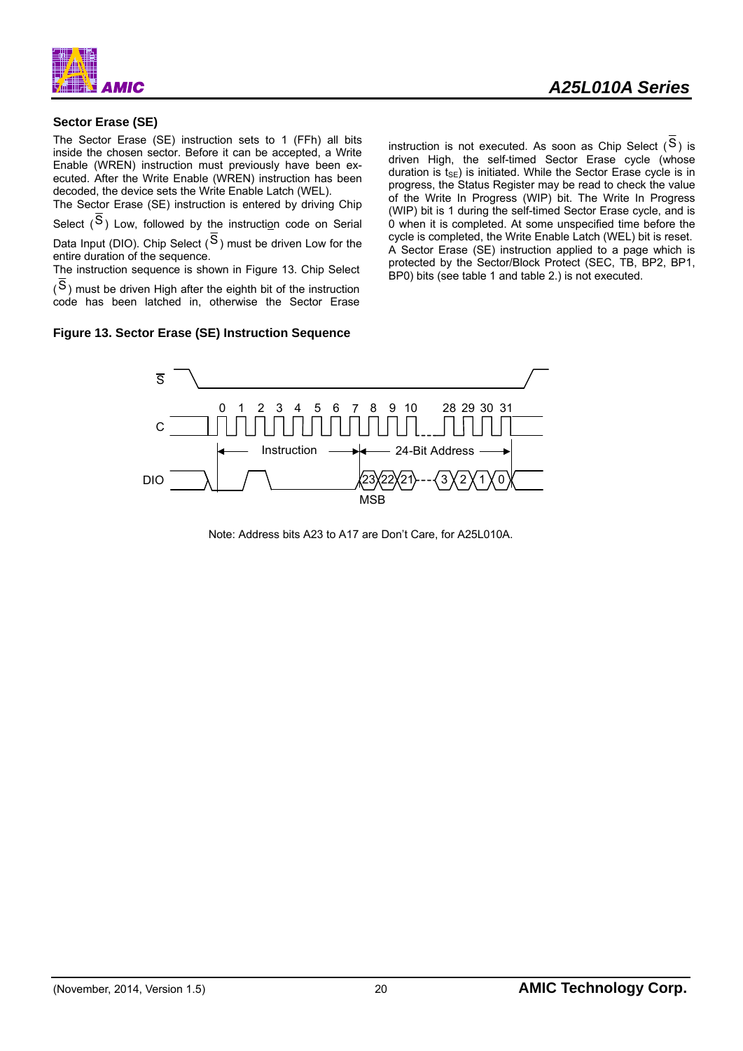### Sector Erase (SE)

The Sector Erase (SE) instruction sets to 1 (FFh) all bits inside the chosen sector. Before it can be accepted, a Write Enable (WREN) instruction must previously have been executed. After the Write Enable (WREN) instruction has been decoded, the device sets the Write Enable Latch (WEL).

The Sector Erase (SE) instruction is entered by driving Chip Select ($\overline{S}$) Low, followed by the instruction code on Serial Data Input (DIO). Chip Select ($\overline{S}$) must be driven Low for the entire duration of the sequence.

The instruction sequence is shown in Figure 13. Chip Select ($\overline{S}$) must be driven High after the eighth bit of the instruction code has been latched in, otherwise the Sector Erase instruction is not executed. As soon as Chip Select ($\overline{S}$) is driven High, the self-timed Sector Erase cycle (whose duration is $t_{SE}$) is initiated. While the Sector Erase cycle is in progress, the Status Register may be read to check the value of the Write In Progress (WIP) bit. The Write In Progress (WIP) bit is 1 during the self-timed Sector Erase cycle, and is 0 when it is completed. At some unspecified time before the cycle is completed, the Write Enable Latch (WEL) bit is reset.

A Sector Erase (SE) instruction applied to a page which is protected by the Sector/Block Protect (SEC, TB, BP2, BP1, BP0) bits (see table 1 and table 2.) is not executed.

**Figure 13. Sector Erase (SE) Instruction Sequence**

Note: Address bits A23 to A17 are Don't Care, for A25L010A.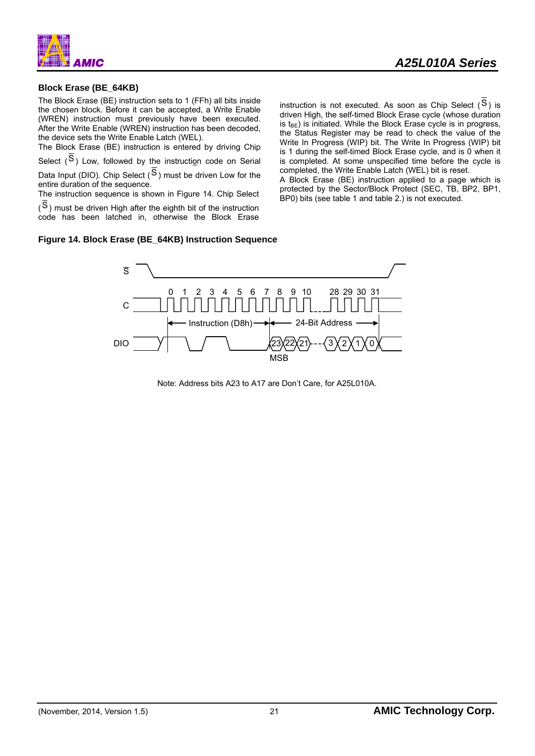### Block Erase (BE_64KB)

The Block Erase (BE) instruction sets to 1 (FFh) all bits inside the chosen block. Before it can be accepted, a Write Enable (WREN) instruction must previously have been executed. After the Write Enable (WREN) instruction has been decoded, the device sets the Write Enable Latch (WEL).

The Block Erase (BE) instruction is entered by driving Chip Select ($\overline{S}$) Low, followed by the instruction code on Serial Data Input (DIO). Chip Select ($\overline{S}$) must be driven Low for the entire duration of the sequence.

The instruction sequence is shown in Figure 14. Chip Select ($\overline{S}$) must be driven High after the eighth bit of the instruction code has been latched in, otherwise the Block Erase instruction is not executed. As soon as Chip Select ($\overline{S}$) is driven High, the self-timed Block Erase cycle (whose duration is $t_{BE}$) is initiated. While the Block Erase cycle is in progress, the Status Register may be read to check the value of the Write In Progress (WIP) bit. The Write In Progress (WIP) bit is 1 during the self-timed Block Erase cycle, and is 0 when it is completed. At some unspecified time before the cycle is completed, the Write Enable Latch (WEL) bit is reset.

A Block Erase (BE) instruction applied to a page which is protected by the Sector/Block Protect (SEC, TB, BP2, BP1, BP0) bits (see table 1 and table 2.) is not executed.

**Figure 14. Block Erase (BE_64KB) Instruction Sequence**

Note: Address bits A23 to A17 are Don't Care, for A25L010A.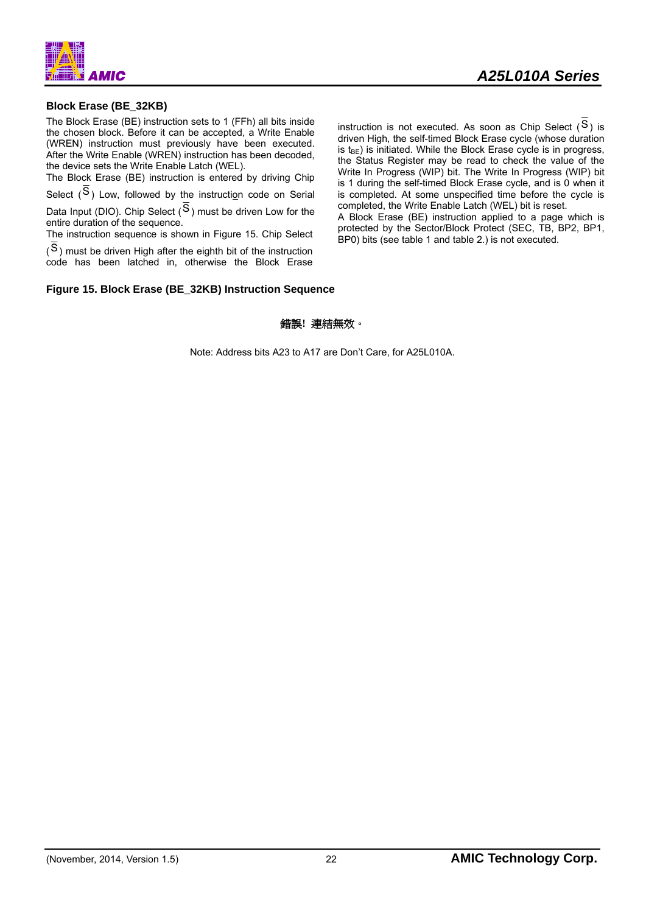### Block Erase (BE_32KB)

The Block Erase (BE) instruction sets to 1 (FFh) all bits inside the chosen block. Before it can be accepted, a Write Enable (WREN) instruction must previously have been executed. After the Write Enable (WREN) instruction has been decoded, the device sets the Write Enable Latch (WEL).

The Block Erase (BE) instruction is entered by driving Chip Select ($\overline{S}$) Low, followed by the instruction code on Serial Data Input (DIO). Chip Select ($\overline{S}$) must be driven Low for the entire duration of the sequence.

The instruction sequence is shown in Figure 15. Chip Select ($\overline{S}$) must be driven High after the eighth bit of the instruction code has been latched in, otherwise the Block Erase instruction is not executed. As soon as Chip Select ($\overline{S}$) is driven High, the self-timed Block Erase cycle (whose duration is $t_{BE}$) is initiated. While the Block Erase cycle is in progress, the Status Register may be read to check the value of the Write In Progress (WIP) bit. The Write In Progress (WIP) bit is 1 during the self-timed Block Erase cycle, and is 0 when it is completed. At some unspecified time before the cycle is completed, the Write Enable Latch (WEL) bit is reset.

A Block Erase (BE) instruction applied to a page which is protected by the Sector/Block Protect (SEC, TB, BP2, BP1, BP0) bits (see table 1 and table 2.) is not executed.

**Figure 15. Block Erase (BE_32KB) Instruction Sequence**

錯誤! 連結無效。

Note: Address bits A23 to A17 are Don't Care, for A25L010A.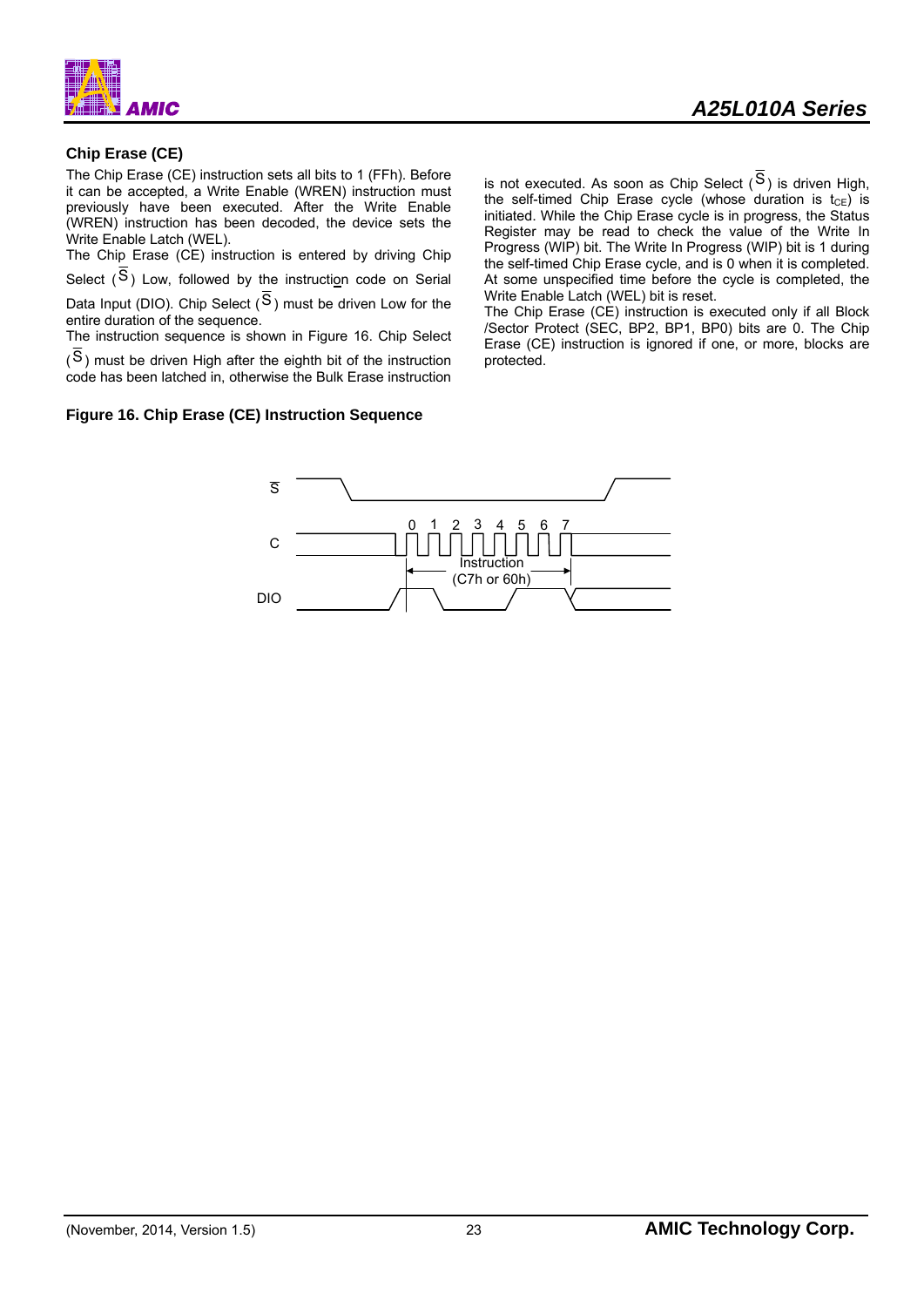### Chip Erase (CE)

The Chip Erase (CE) instruction sets all bits to 1 (FFh). Before it can be accepted, a Write Enable (WREN) instruction must previously have been executed. After the Write Enable (WREN) instruction has been decoded, the device sets the Write Enable Latch (WEL).

The Chip Erase (CE) instruction is entered by driving Chip Select ($\overline{S}$) Low, followed by the instruction code on Serial Data Input (DIO). Chip Select ($\overline{S}$) must be driven Low for the entire duration of the sequence.

The instruction sequence is shown in Figure 16. Chip Select ($\overline{S}$) must be driven High after the eighth bit of the instruction code has been latched in, otherwise the Bulk Erase instruction is not executed. As soon as Chip Select ($\overline{S}$) is driven High, the self-timed Chip Erase cycle (whose duration is $t_{CE}$) is initiated. While the Chip Erase cycle is in progress, the Status Register may be read to check the value of the Write In Progress (WIP) bit. The Write In Progress (WIP) bit is 1 during the self-timed Chip Erase cycle, and is 0 when it is completed. At some unspecified time before the cycle is completed, the Write Enable Latch (WEL) bit is reset.

The Chip Erase (CE) instruction is executed only if all Block /Sector Protect (SEC, BP2, BP1, BP0) bits are 0. The Chip Erase (CE) instruction is ignored if one, or more, blocks are protected.

**Figure 16. Chip Erase (CE) Instruction Sequence**

$\overline{S}$

C — 0 1 2 3 4 5 6 7

Instruction (C7h or 60h)

DIO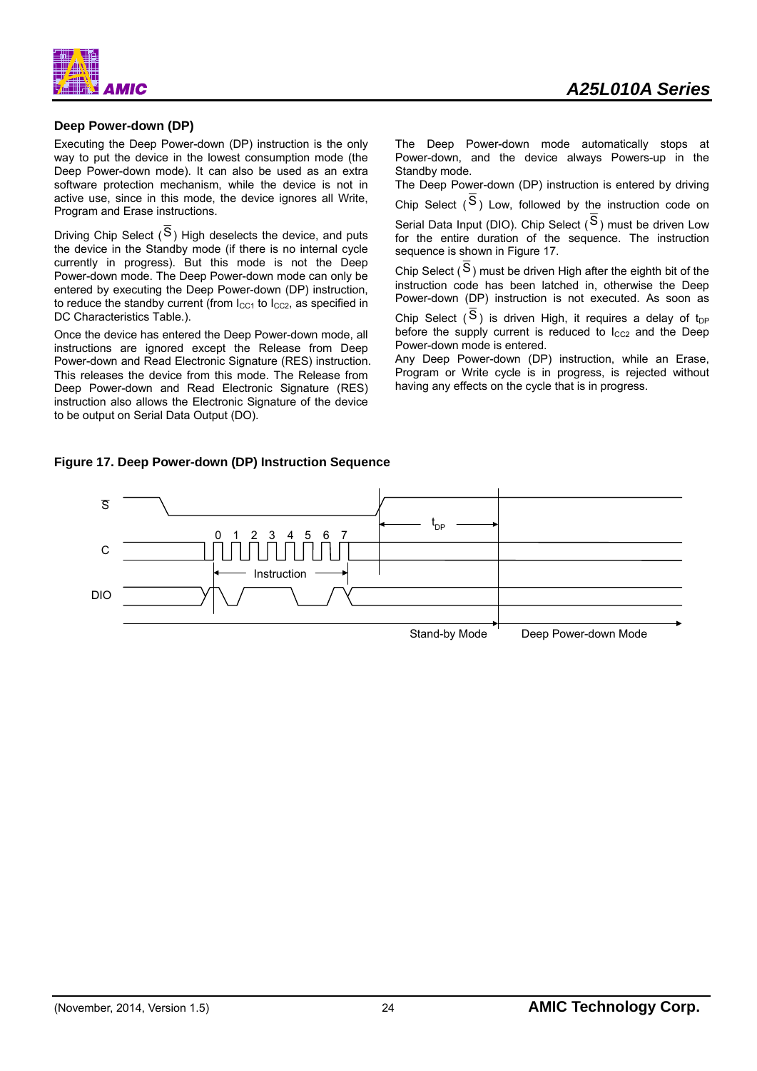### Deep Power-down (DP)

Executing the Deep Power-down (DP) instruction is the only way to put the device in the lowest consumption mode (the Deep Power-down mode). It can also be used as an extra software protection mechanism, while the device is not in active use, since in this mode, the device ignores all Write, Program and Erase instructions.

Driving Chip Select ($\overline{S}$) High deselects the device, and puts the device in the Standby mode (if there is no internal cycle currently in progress). But this mode is not the Deep Power-down mode. The Deep Power-down mode can only be entered by executing the Deep Power-down (DP) instruction, to reduce the standby current (from $I_{CC1}$ to $I_{CC2}$, as specified in DC Characteristics Table.).

Once the device has entered the Deep Power-down mode, all instructions are ignored except the Release from Deep Power-down and Read Electronic Signature (RES) instruction. This releases the device from this mode. The Release from Deep Power-down and Read Electronic Signature (RES) instruction also allows the Electronic Signature of the device to be output on Serial Data Output (DO).

The Deep Power-down mode automatically stops at Power-down, and the device always Powers-up in the Standby mode.

The Deep Power-down (DP) instruction is entered by driving Chip Select ($\overline{S}$) Low, followed by the instruction code on Serial Data Input (DIO). Chip Select ($\overline{S}$) must be driven Low for the entire duration of the sequence. The instruction sequence is shown in Figure 17.

Chip Select ($\overline{S}$) must be driven High after the eighth bit of the instruction code has been latched in, otherwise the Deep Power-down (DP) instruction is not executed. As soon as Chip Select ($\overline{S}$) is driven High, it requires a delay of $t_{DP}$ before the supply current is reduced to $I_{CC2}$ and the Deep Power-down mode is entered.

Any Deep Power-down (DP) instruction, while an Erase, Program or Write cycle is in progress, is rejected without having any effects on the cycle that is in progress.

**Figure 17. Deep Power-down (DP) Instruction Sequence**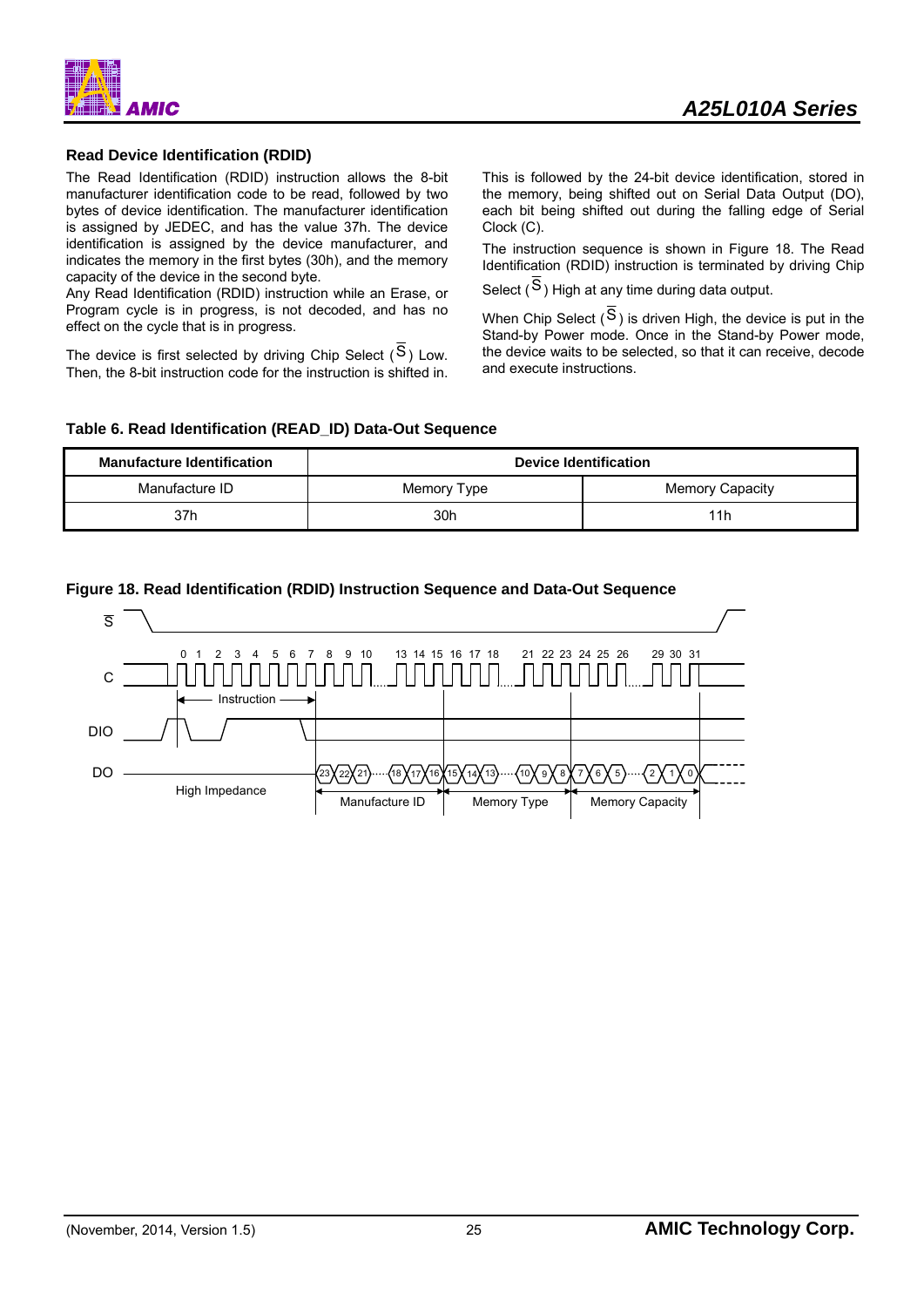### Read Device Identification (RDID)

The Read Identification (RDID) instruction allows the 8-bit manufacturer identification code to be read, followed by two bytes of device identification. The manufacturer identification is assigned by JEDEC, and has the value 37h. The device identification is assigned by the device manufacturer, and indicates the memory in the first bytes (30h), and the memory capacity of the device in the second byte.

Any Read Identification (RDID) instruction while an Erase, or Program cycle is in progress, is not decoded, and has no effect on the cycle that is in progress.

The device is first selected by driving Chip Select ($\overline{S}$) Low. Then, the 8-bit instruction code for the instruction is shifted in.

This is followed by the 24-bit device identification, stored in the memory, being shifted out on Serial Data Output (DO), each bit being shifted out during the falling edge of Serial Clock (C).

The instruction sequence is shown in Figure 18. The Read Identification (RDID) instruction is terminated by driving Chip Select ($\overline{S}$) High at any time during data output.

When Chip Select ($\overline{S}$) is driven High, the device is put in the Stand-by Power mode. Once in the Stand-by Power mode, the device waits to be selected, so that it can receive, decode and execute instructions.

**Table 6. Read Identification (READ_ID) Data-Out Sequence**

| Manufacture Identification | Device Identification | |
|---|---|---|
| Manufacture ID | Memory Type | Memory Capacity |
| 37h | 30h | 11h |

**Figure 18. Read Identification (RDID) Instruction Sequence and Data-Out Sequence**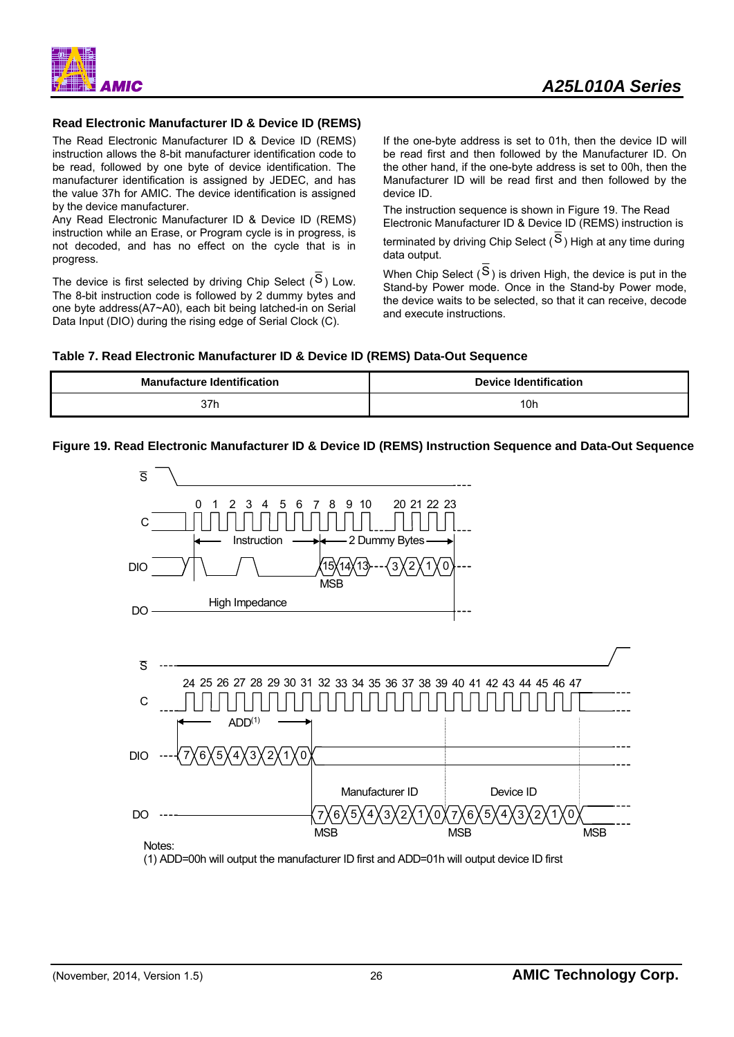### Read Electronic Manufacturer ID & Device ID (REMS)

The Read Electronic Manufacturer ID & Device ID (REMS) instruction allows the 8-bit manufacturer identification code to be read, followed by one byte of device identification. The manufacturer identification is assigned by JEDEC, and has the value 37h for AMIC. The device identification is assigned by the device manufacturer.

Any Read Electronic Manufacturer ID & Device ID (REMS) instruction while an Erase, or Program cycle is in progress, is not decoded, and has no effect on the cycle that is in progress.

The device is first selected by driving Chip Select ($\overline{S}$) Low. The 8-bit instruction code is followed by 2 dummy bytes and one byte address(A7~A0), each bit being latched-in on Serial Data Input (DIO) during the rising edge of Serial Clock (C).

If the one-byte address is set to 01h, then the device ID will be read first and then followed by the Manufacturer ID. On the other hand, if the one-byte address is set to 00h, then the Manufacturer ID will be read first and then followed by the device ID.

The instruction sequence is shown in Figure 19. The Read Electronic Manufacturer ID & Device ID (REMS) instruction is terminated by driving Chip Select ($\overline{S}$) High at any time during data output.

When Chip Select ($\overline{S}$) is driven High, the device is put in the Stand-by Power mode. Once in the Stand-by Power mode, the device waits to be selected, so that it can receive, decode and execute instructions.

**Table 7. Read Electronic Manufacturer ID & Device ID (REMS) Data-Out Sequence**

| Manufacture Identification | Device Identification |
| --- | --- |
| 37h | 10h |

**Figure 19. Read Electronic Manufacturer ID & Device ID (REMS) Instruction Sequence and Data-Out Sequence**

Notes:

(1) ADD=00h will output the manufacturer ID first and ADD=01h will output device ID first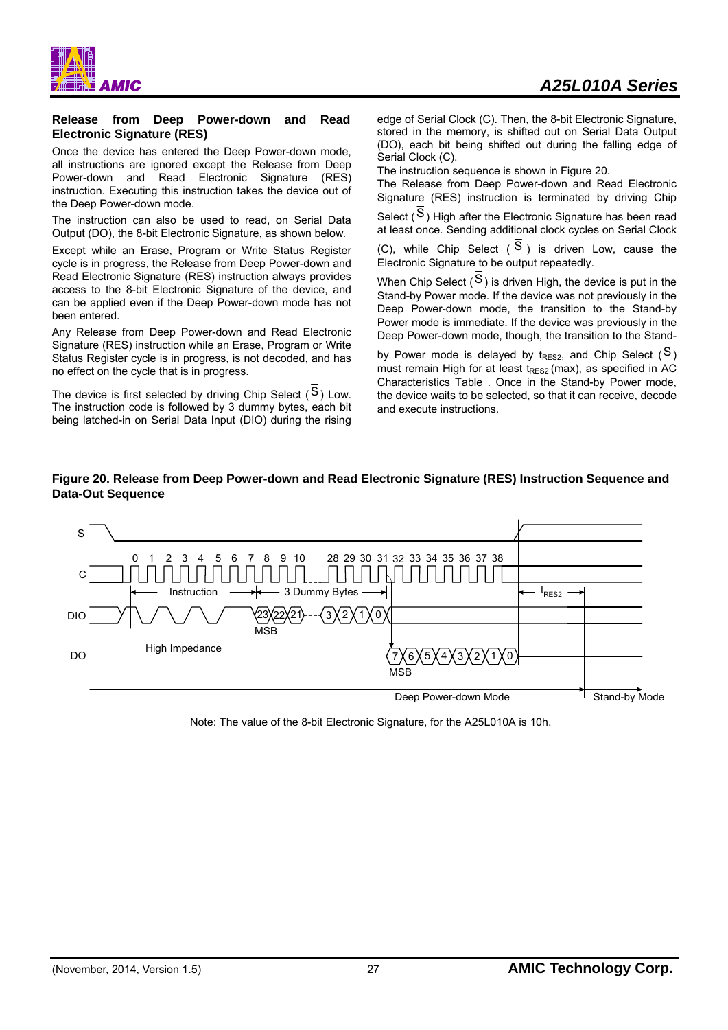### Release from Deep Power-down and Read Electronic Signature (RES)

Once the device has entered the Deep Power-down mode, all instructions are ignored except the Release from Deep Power-down and Read Electronic Signature (RES) instruction. Executing this instruction takes the device out of the Deep Power-down mode.

The instruction can also be used to read, on Serial Data Output (DO), the 8-bit Electronic Signature, as shown below.

Except while an Erase, Program or Write Status Register cycle is in progress, the Release from Deep Power-down and Read Electronic Signature (RES) instruction always provides access to the 8-bit Electronic Signature of the device, and can be applied even if the Deep Power-down mode has not been entered.

Any Release from Deep Power-down and Read Electronic Signature (RES) instruction while an Erase, Program or Write Status Register cycle is in progress, is not decoded, and has no effect on the cycle that is in progress.

The device is first selected by driving Chip Select ($\overline{S}$) Low. The instruction code is followed by 3 dummy bytes, each bit being latched-in on Serial Data Input (DIO) during the rising edge of Serial Clock (C). Then, the 8-bit Electronic Signature, stored in the memory, is shifted out on Serial Data Output (DO), each bit being shifted out during the falling edge of Serial Clock (C).

The instruction sequence is shown in Figure 20.

The Release from Deep Power-down and Read Electronic Signature (RES) instruction is terminated by driving Chip Select ($\overline{S}$) High after the Electronic Signature has been read at least once. Sending additional clock cycles on Serial Clock (C), while Chip Select ($\overline{S}$) is driven Low, cause the Electronic Signature to be output repeatedly.

When Chip Select ($\overline{S}$) is driven High, the device is put in the Stand-by Power mode. If the device was not previously in the Deep Power-down mode, the transition to the Stand-by Power mode is immediate. If the device was previously in the Deep Power-down mode, though, the transition to the Stand-by Power mode is delayed by $t_{RES2}$, and Chip Select ($\overline{S}$) must remain High for at least $t_{RES2}$ (max), as specified in AC Characteristics Table . Once in the Stand-by Power mode, the device waits to be selected, so that it can receive, decode and execute instructions.

**Figure 20. Release from Deep Power-down and Read Electronic Signature (RES) Instruction Sequence and Data-Out Sequence**

Note: The value of the 8-bit Electronic Signature, for the A25L010A is 10h.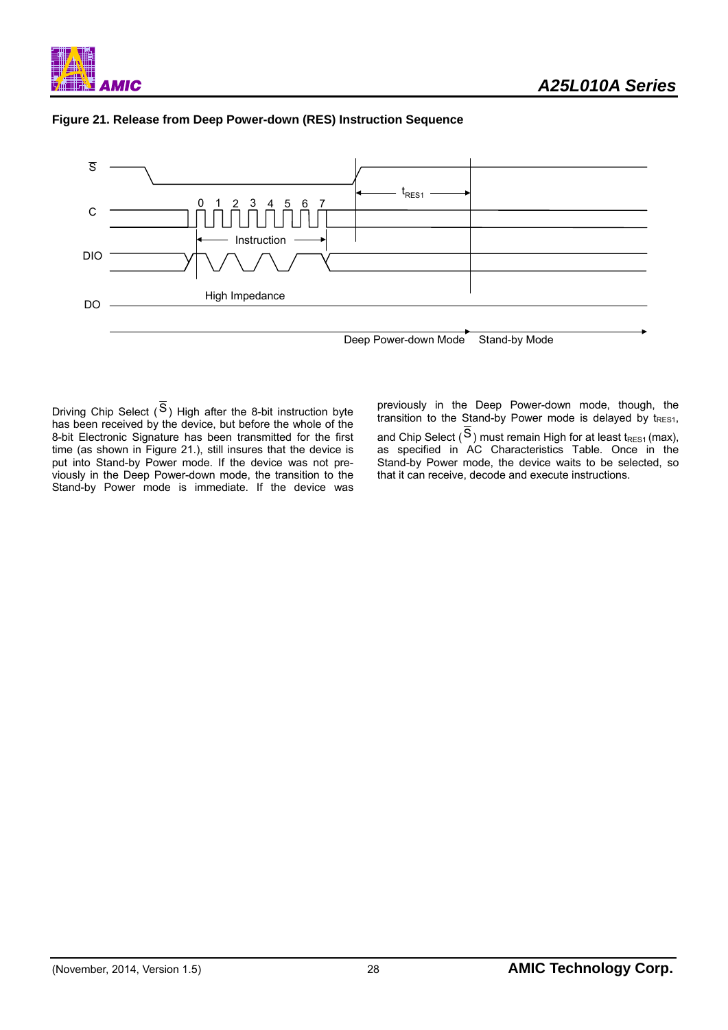**Figure 21. Release from Deep Power-down (RES) Instruction Sequence**

Driving Chip Select ($\overline{S}$) High after the 8-bit instruction byte has been received by the device, but before the whole of the 8-bit Electronic Signature has been transmitted for the first time (as shown in Figure 21.), still insures that the device is put into Stand-by Power mode. If the device was not previously in the Deep Power-down mode, the transition to the Stand-by Power mode is immediate. If the device was previously in the Deep Power-down mode, though, the transition to the Stand-by Power mode is delayed by $t_{RES1}$, and Chip Select ($\overline{S}$) must remain High for at least $t_{RES1}$ (max), as specified in AC Characteristics Table. Once in the Stand-by Power mode, the device waits to be selected, so that it can receive, decode and execute instructions.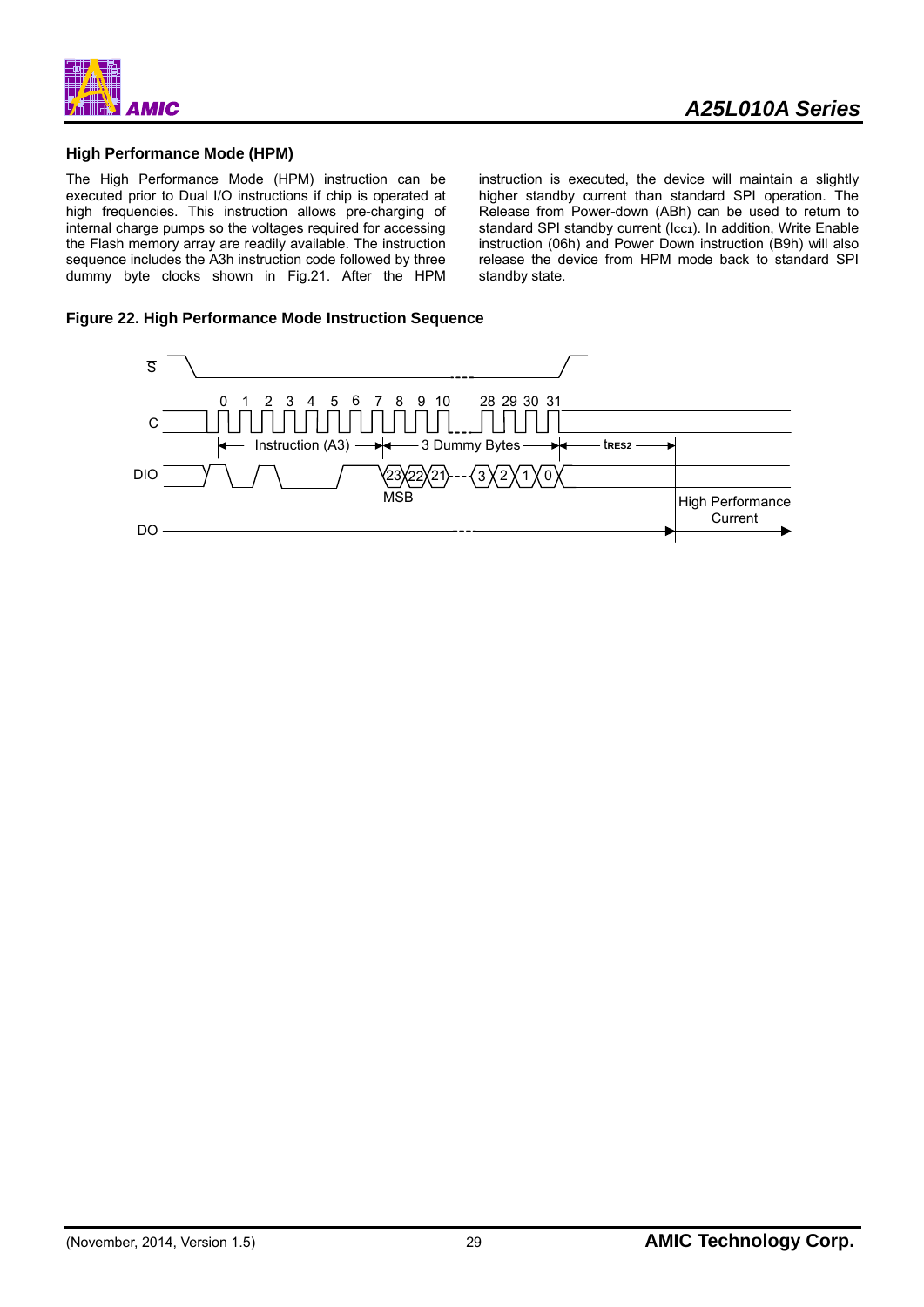## High Performance Mode (HPM)

The High Performance Mode (HPM) instruction can be executed prior to Dual I/O instructions if chip is operated at high frequencies. This instruction allows pre-charging of internal charge pumps so the voltages required for accessing the Flash memory array are readily available. The instruction sequence includes the A3h instruction code followed by three dummy byte clocks shown in Fig.21. After the HPM instruction is executed, the device will maintain a slightly higher standby current than standard SPI operation. The Release from Power-down (ABh) can be used to return to standard SPI standby current ($I_{CC1}$). In addition, Write Enable instruction (06h) and Power Down instruction (B9h) will also release the device from HPM mode back to standard SPI standby state.

**Figure 22. High Performance Mode Instruction Sequence**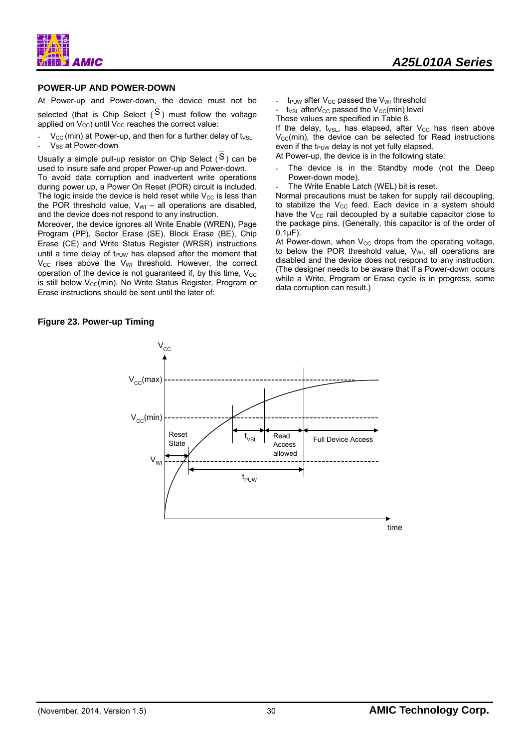## POWER-UP AND POWER-DOWN

At Power-up and Power-down, the device must not be selected (that is Chip Select ($\overline{S}$) must follow the voltage applied on $V_{CC}$) until $V_{CC}$ reaches the correct value:

- $V_{CC}$ (min) at Power-up, and then for a further delay of $t_{VSL}$
- $V_{SS}$ at Power-down

Usually a simple pull-up resistor on Chip Select ($\overline{S}$) can be used to insure safe and proper Power-up and Power-down.

To avoid data corruption and inadvertent write operations during power up, a Power On Reset (POR) circuit is included. The logic inside the device is held reset while $V_{CC}$ is less than the POR threshold value, $V_{WI}$ – all operations are disabled, and the device does not respond to any instruction.

Moreover, the device ignores all Write Enable (WREN), Page Program (PP), Sector Erase (SE), Block Erase (BE), Chip Erase (CE) and Write Status Register (WRSR) instructions until a time delay of $t_{PUW}$ has elapsed after the moment that $V_{CC}$ rises above the $V_{WI}$ threshold. However, the correct operation of the device is not guaranteed if, by this time, $V_{CC}$ is still below $V_{CC}$(min). No Write Status Register, Program or Erase instructions should be sent until the later of:

- $t_{PUW}$ after $V_{CC}$ passed the $V_{WI}$ threshold
- $t_{VSL}$ after $V_{CC}$ passed the $V_{CC}$(min) level

These values are specified in Table 8.

If the delay, $t_{VSL}$, has elapsed, after $V_{CC}$ has risen above $V_{CC}$(min), the device can be selected for Read instructions even if the $t_{PUW}$ delay is not yet fully elapsed.

At Power-up, the device is in the following state:

- The device is in the Standby mode (not the Deep Power-down mode).
- The Write Enable Latch (WEL) bit is reset.

Normal precautions must be taken for supply rail decoupling, to stabilize the $V_{CC}$ feed. Each device in a system should have the $V_{CC}$ rail decoupled by a suitable capacitor close to the package pins. (Generally, this capacitor is of the order of 0.1µF).

At Power-down, when $V_{CC}$ drops from the operating voltage, to below the POR threshold value, $V_{WI}$, all operations are disabled and the device does not respond to any instruction. (The designer needs to be aware that if a Power-down occurs while a Write, Program or Erase cycle is in progress, some data corruption can result.)

**Figure 23. Power-up Timing**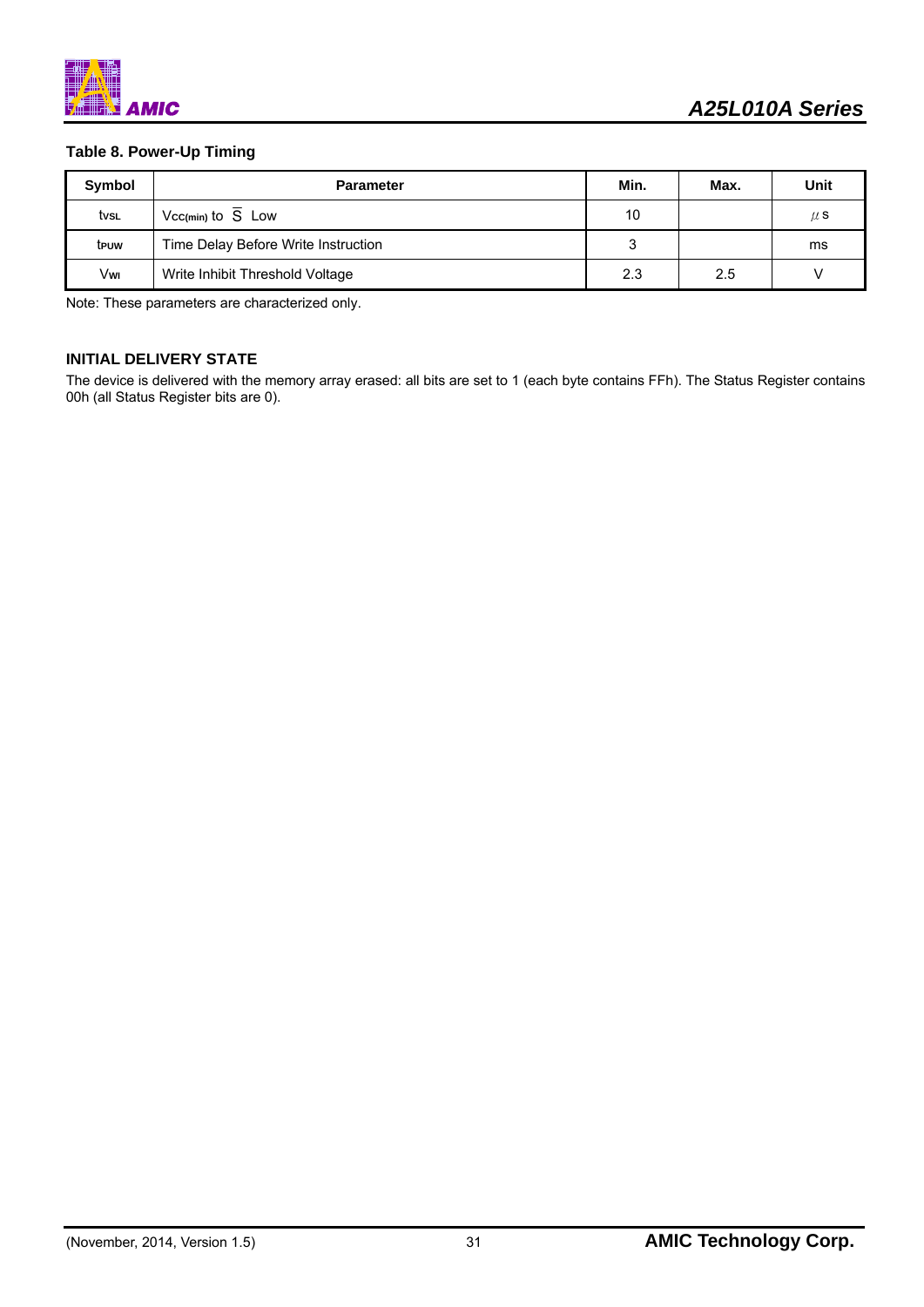**Table 8. Power-Up Timing**

| Symbol | Parameter | Min. | Max. | Unit |
|---|---|---|---|---|
| $t_{VSL}$ | $V_{CC(min)}$ to $\overline{S}$ Low | 10 | | $\mu$s |
| $t_{PUW}$ | Time Delay Before Write Instruction | 3 | | ms |
| $V_{WI}$ | Write Inhibit Threshold Voltage | 2.3 | 2.5 | V |

Note: These parameters are characterized only.

### INITIAL DELIVERY STATE

The device is delivered with the memory array erased: all bits are set to 1 (each byte contains FFh). The Status Register contains 00h (all Status Register bits are 0).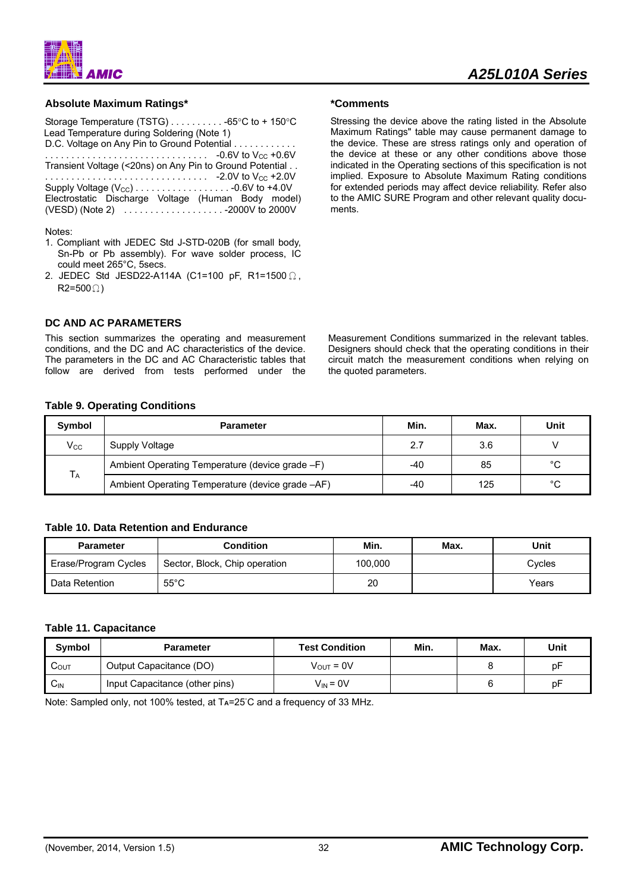### Absolute Maximum Ratings*

Storage Temperature (TSTG) . . . . . . . . . . -65°C to + 150°C
Lead Temperature during Soldering (Note 1)
D.C. Voltage on Any Pin to Ground Potential . . . . . . . . . . . . . . . . . . . . . . . . . . . . . . . . . . . . . . . . . . -0.6V to $V_{CC}$ +0.6V
Transient Voltage (<20ns) on Any Pin to Ground Potential . . . . . . . . . . . . . . . . . . . . . . . . . . . . . . . . -2.0V to $V_{CC}$ +2.0V
Supply Voltage ($V_{CC}$) . . . . . . . . . . . . . . . . . . -0.6V to +4.0V
Electrostatic Discharge Voltage (Human Body model) (VESD) (Note 2) . . . . . . . . . . . . . . . . . . . -2000V to 2000V

Notes:

1. Compliant with JEDEC Std J-STD-020B (for small body, Sn-Pb or Pb assembly). For wave solder process, IC could meet 265°C, 5secs.
2. JEDEC Std JESD22-A114A (C1=100 pF, R1=1500 Ω, R2=500 Ω)

### *Comments

Stressing the device above the rating listed in the Absolute Maximum Ratings" table may cause permanent damage to the device. These are stress ratings only and operation of the device at these or any other conditions above those indicated in the Operating sections of this specification is not implied. Exposure to Absolute Maximum Rating conditions for extended periods may affect device reliability. Refer also to the AMIC SURE Program and other relevant quality documents.

## DC AND AC PARAMETERS

This section summarizes the operating and measurement conditions, and the DC and AC characteristics of the device. The parameters in the DC and AC Characteristic tables that follow are derived from tests performed under the Measurement Conditions summarized in the relevant tables. Designers should check that the operating conditions in their circuit match the measurement conditions when relying on the quoted parameters.

**Table 9. Operating Conditions**

| Symbol | Parameter | Min. | Max. | Unit |
|---|---|---|---|---|
| $V_{CC}$ | Supply Voltage | 2.7 | 3.6 | V |
| $T_A$ | Ambient Operating Temperature (device grade –F) | -40 | 85 | °C |
| | Ambient Operating Temperature (device grade –AF) | -40 | 125 | °C |

**Table 10. Data Retention and Endurance**

| Parameter | Condition | Min. | Max. | Unit |
|---|---|---|---|---|
| Erase/Program Cycles | Sector, Block, Chip operation | 100,000 | | Cycles |
| Data Retention | 55°C | 20 | | Years |

**Table 11. Capacitance**

| Symbol | Parameter | Test Condition | Min. | Max. | Unit |
|---|---|---|---|---|---|
| $C_{OUT}$ | Output Capacitance (DO) | $V_{OUT}$ = 0V | | 8 | pF |
| $C_{IN}$ | Input Capacitance (other pins) | $V_{IN}$ = 0V | | 6 | pF |

Note: Sampled only, not 100% tested, at $T_A$=25°C and a frequency of 33 MHz.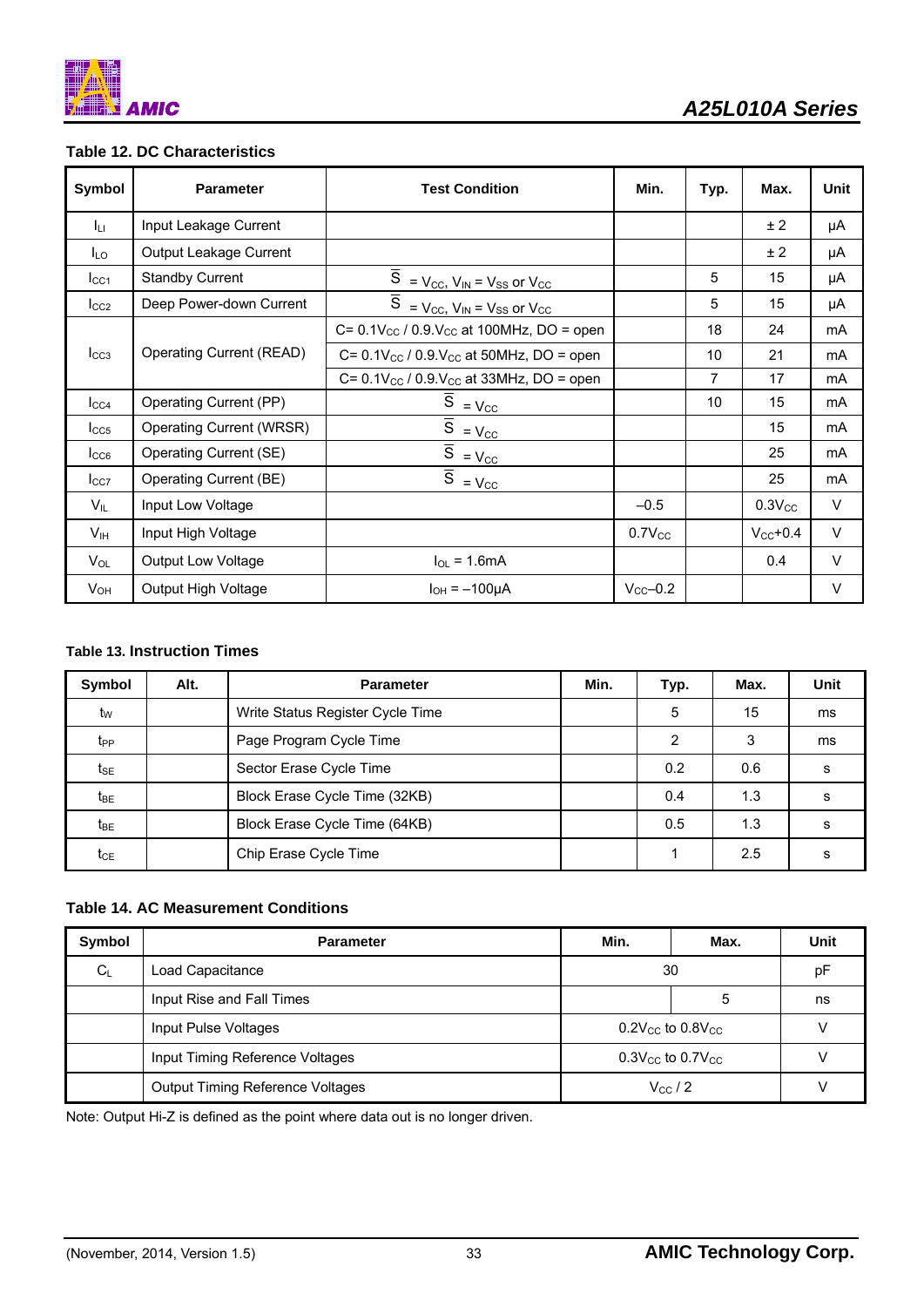### Table 12. DC Characteristics

| Symbol | Parameter | Test Condition | Min. | Typ. | Max. | Unit |
|---|---|---|---|---|---|---|
| $I_{LI}$ | Input Leakage Current | | | | ± 2 | μA |
| $I_{LO}$ | Output Leakage Current | | | | ± 2 | μA |
| $I_{CC1}$ | Standby Current | $\overline{S} = V_{CC}$, $V_{IN} = V_{SS}$ or $V_{CC}$ | | 5 | 15 | μA |
| $I_{CC2}$ | Deep Power-down Current | $\overline{S} = V_{CC}$, $V_{IN} = V_{SS}$ or $V_{CC}$ | | 5 | 15 | μA |
| $I_{CC3}$ | Operating Current (READ) | C= $0.1V_{CC}$ / $0.9.V_{CC}$ at 100MHz, DO = open | | 18 | 24 | mA |
| | | C= $0.1V_{CC}$ / $0.9.V_{CC}$ at 50MHz, DO = open | | 10 | 21 | mA |
| | | C= $0.1V_{CC}$ / $0.9.V_{CC}$ at 33MHz, DO = open | | 7 | 17 | mA |
| $I_{CC4}$ | Operating Current (PP) | $\overline{S} = V_{CC}$ | | 10 | 15 | mA |
| $I_{CC5}$ | Operating Current (WRSR) | $\overline{S} = V_{CC}$ | | | 15 | mA |
| $I_{CC6}$ | Operating Current (SE) | $\overline{S} = V_{CC}$ | | | 25 | mA |
| $I_{CC7}$ | Operating Current (BE) | $\overline{S} = V_{CC}$ | | | 25 | mA |
| $V_{IL}$ | Input Low Voltage | | –0.5 | | $0.3V_{CC}$ | V |
| $V_{IH}$ | Input High Voltage | | $0.7V_{CC}$ | | $V_{CC}$+0.4 | V |
| $V_{OL}$ | Output Low Voltage | $I_{OL}$ = 1.6mA | | | 0.4 | V |
| $V_{OH}$ | Output High Voltage | $I_{OH}$ = –100μA | $V_{CC}$–0.2 | | | V |

### Table 13. Instruction Times

| Symbol | Alt. | Parameter | Min. | Typ. | Max. | Unit |
|---|---|---|---|---|---|---|
| $t_W$ | | Write Status Register Cycle Time | | 5 | 15 | ms |
| $t_{PP}$ | | Page Program Cycle Time | | 2 | 3 | ms |
| $t_{SE}$ | | Sector Erase Cycle Time | | 0.2 | 0.6 | s |
| $t_{BE}$ | | Block Erase Cycle Time (32KB) | | 0.4 | 1.3 | s |
| $t_{BE}$ | | Block Erase Cycle Time (64KB) | | 0.5 | 1.3 | s |
| $t_{CE}$ | | Chip Erase Cycle Time | | 1 | 2.5 | s |

### Table 14. AC Measurement Conditions

| Symbol | Parameter | Min. | Max. | Unit |
|---|---|---|---|---|
| $C_L$ | Load Capacitance | 30 | | pF |
| | Input Rise and Fall Times | | 5 | ns |
| | Input Pulse Voltages | $0.2V_{CC}$ to $0.8V_{CC}$ | | V |
| | Input Timing Reference Voltages | $0.3V_{CC}$ to $0.7V_{CC}$ | | V |
| | Output Timing Reference Voltages | $V_{CC}$ / 2 | | V |

Note: Output Hi-Z is defined as the point where data out is no longer driven.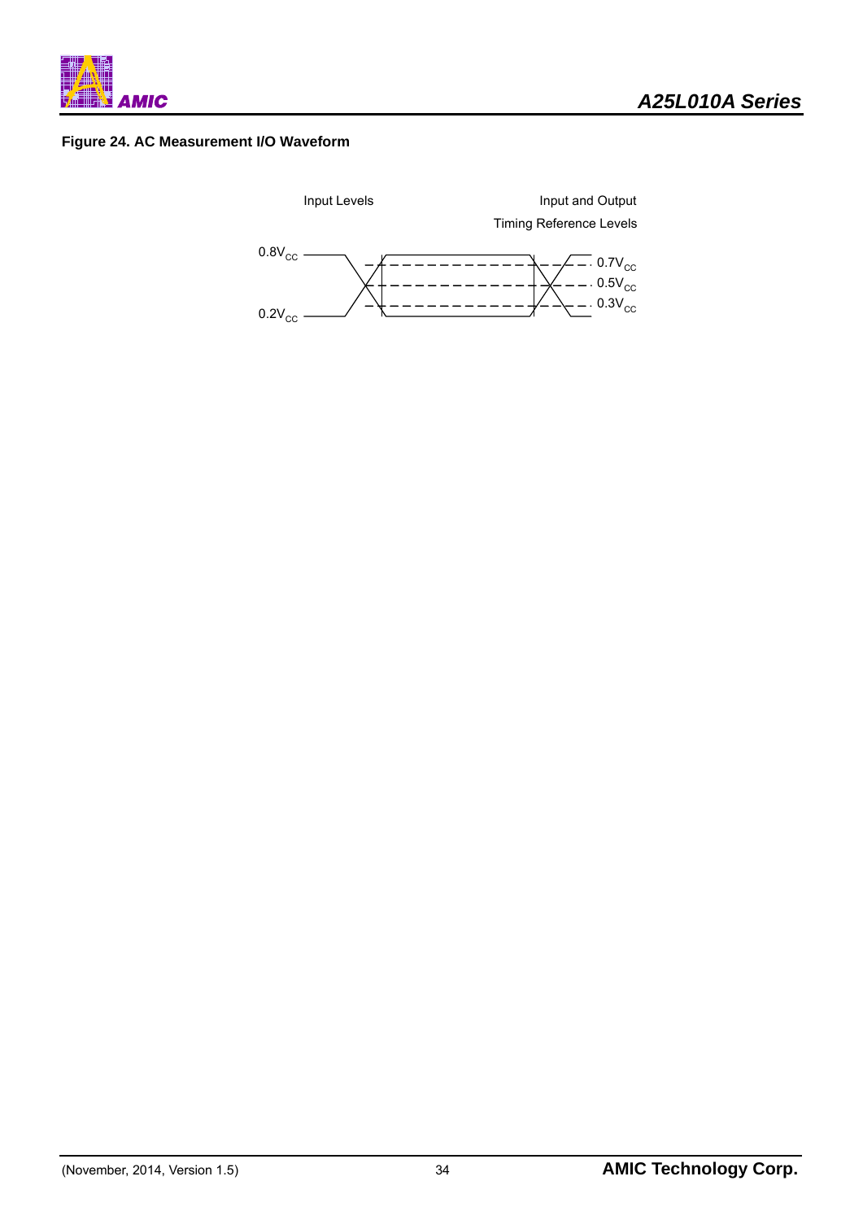**Figure 24. AC Measurement I/O Waveform**

Input Levels

Input and Output Timing Reference Levels

$0.8V_{CC}$

$0.2V_{CC}$

$0.7V_{CC}$

$0.5V_{CC}$

$0.3V_{CC}$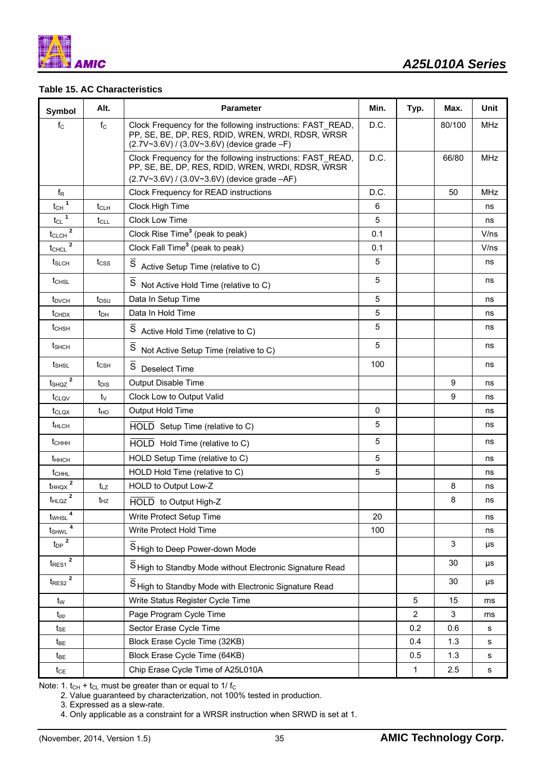**Table 15. AC Characteristics**

| Symbol | Alt. | Parameter | Min. | Typ. | Max. | Unit |
|---|---|---|---|---|---|---|
| $f_C$ | $f_C$ | Clock Frequency for the following instructions: FAST_READ, PP, SE, BE, DP, RES, RDID, WREN, WRDI, RDSR, WRSR (2.7V~3.6V) / (3.0V~3.6V) (device grade –F) | D.C. | | 80/100 | MHz |
| | | Clock Frequency for the following instructions: FAST_READ, PP, SE, BE, DP, RES, RDID, WREN, WRDI, RDSR, WRSR (2.7V~3.6V) / (3.0V~3.6V) (device grade –AF) | D.C. | | 66/80 | MHz |
| $f_R$ | | Clock Frequency for READ instructions | D.C. | | 50 | MHz |
| $t_{CH}$ [1] | $t_{CLH}$ | Clock High Time | 6 | | | ns |
| $t_{CL}$ [1] | $t_{CLL}$ | Clock Low Time | 5 | | | ns |
| $t_{CLCH}$ [2] | | Clock Rise Time[3] (peak to peak) | 0.1 | | | V/ns |
| $t_{CHCL}$ [2] | | Clock Fall Time[3] (peak to peak) | 0.1 | | | V/ns |
| $t_{SLCH}$ | $t_{CSS}$ | $\overline{S}$ Active Setup Time (relative to C) | 5 | | | ns |
| $t_{CHSL}$ | | $\overline{S}$ Not Active Hold Time (relative to C) | 5 | | | ns |
| $t_{DVCH}$ | $t_{DSU}$ | Data In Setup Time | 5 | | | ns |
| $t_{CHDX}$ | $t_{DH}$ | Data In Hold Time | 5 | | | ns |
| $t_{CHSH}$ | | $\overline{S}$ Active Hold Time (relative to C) | 5 | | | ns |
| $t_{SHCH}$ | | $\overline{S}$ Not Active Setup Time (relative to C) | 5 | | | ns |
| $t_{SHSL}$ | $t_{CSH}$ | $\overline{S}$ Deselect Time | 100 | | | ns |
| $t_{SHQZ}$ [2] | $t_{DIS}$ | Output Disable Time | | | 9 | ns |
| $t_{CLQV}$ | $t_V$ | Clock Low to Output Valid | | | 9 | ns |
| $t_{CLQX}$ | $t_{HO}$ | Output Hold Time | 0 | | | ns |
| $t_{HLCH}$ | | $\overline{HOLD}$ Setup Time (relative to C) | 5 | | | ns |
| $t_{CHHH}$ | | $\overline{HOLD}$ Hold Time (relative to C) | 5 | | | ns |
| $t_{HHCH}$ | | HOLD Setup Time (relative to C) | 5 | | | ns |
| $t_{CHHL}$ | | HOLD Hold Time (relative to C) | 5 | | | ns |
| $t_{HHQX}$ [2] | $t_{LZ}$ | HOLD to Output Low-Z | | | 8 | ns |
| $t_{HLQZ}$ [2] | $t_{HZ}$ | $\overline{HOLD}$ to Output High-Z | | | 8 | ns |
| $t_{WHSL}$ [4] | | Write Protect Setup Time | 20 | | | ns |
| $t_{SHWL}$ [4] | | Write Protect Hold Time | 100 | | | ns |
| $t_{DP}$ [2] | | $\overline{S}$ High to Deep Power-down Mode | | | 3 | μs |
| $t_{RES1}$ [2] | | $\overline{S}$ High to Standby Mode without Electronic Signature Read | | | 30 | μs |
| $t_{RES2}$ [2] | | $\overline{S}$ High to Standby Mode with Electronic Signature Read | | | 30 | μs |
| $t_W$ | | Write Status Register Cycle Time | | 5 | 15 | ms |
| $t_{PP}$ | | Page Program Cycle Time | | 2 | 3 | ms |
| $t_{SE}$ | | Sector Erase Cycle Time | | 0.2 | 0.6 | s |
| $t_{BE}$ | | Block Erase Cycle Time (32KB) | | 0.4 | 1.3 | s |
| $t_{BE}$ | | Block Erase Cycle Time (64KB) | | 0.5 | 1.3 | s |
| $t_{CE}$ | | Chip Erase Cycle Time of A25L010A | | 1 | 2.5 | s |

Note: 1. $t_{CH} + t_{CL}$ must be greater than or equal to $1/f_C$

2. Value guaranteed by characterization, not 100% tested in production.

3. Expressed as a slew-rate.

4. Only applicable as a constraint for a WRSR instruction when SRWD is set at 1.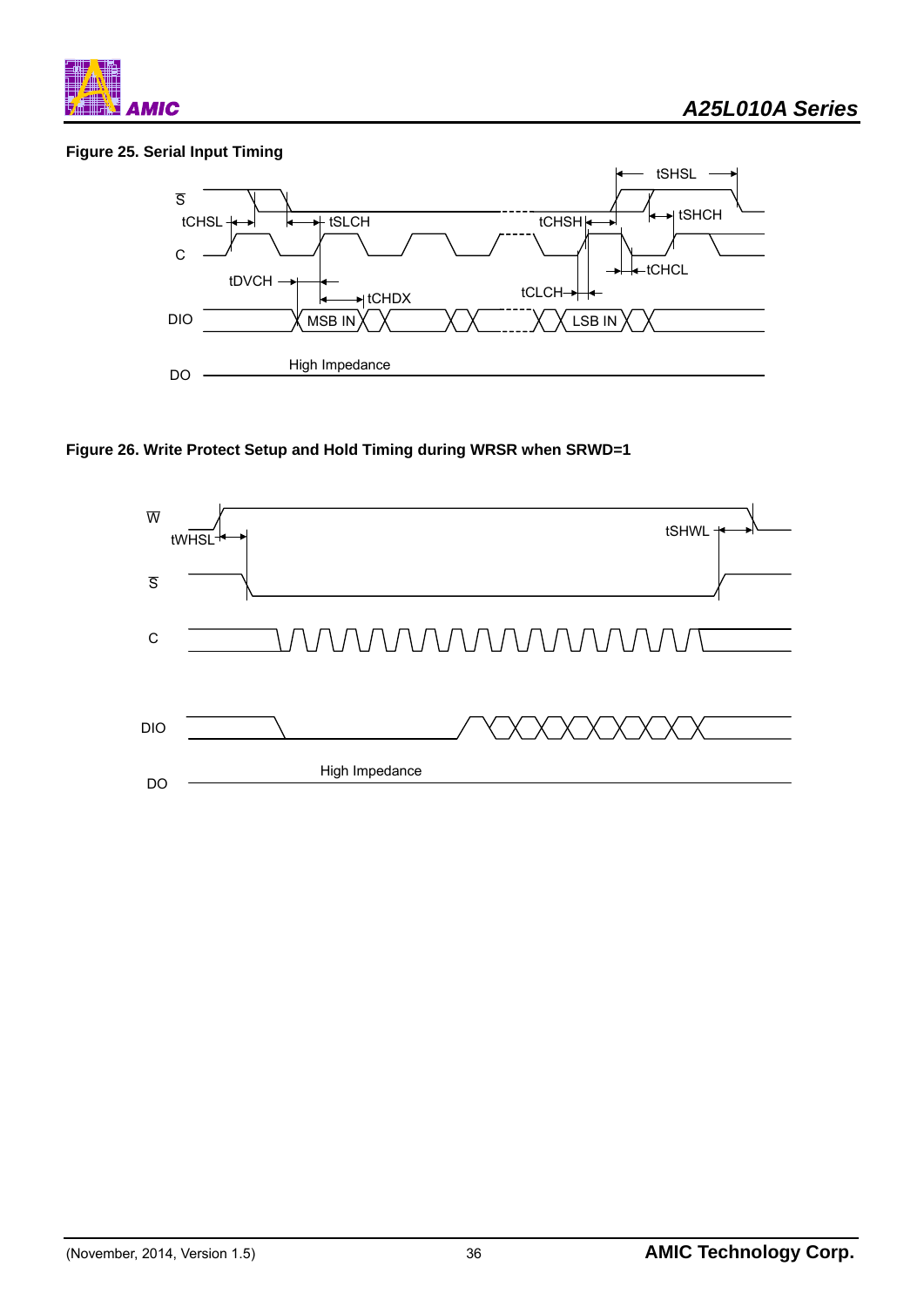**Figure 25. Serial Input Timing**

**Figure 26. Write Protect Setup and Hold Timing during WRSR when SRWD=1**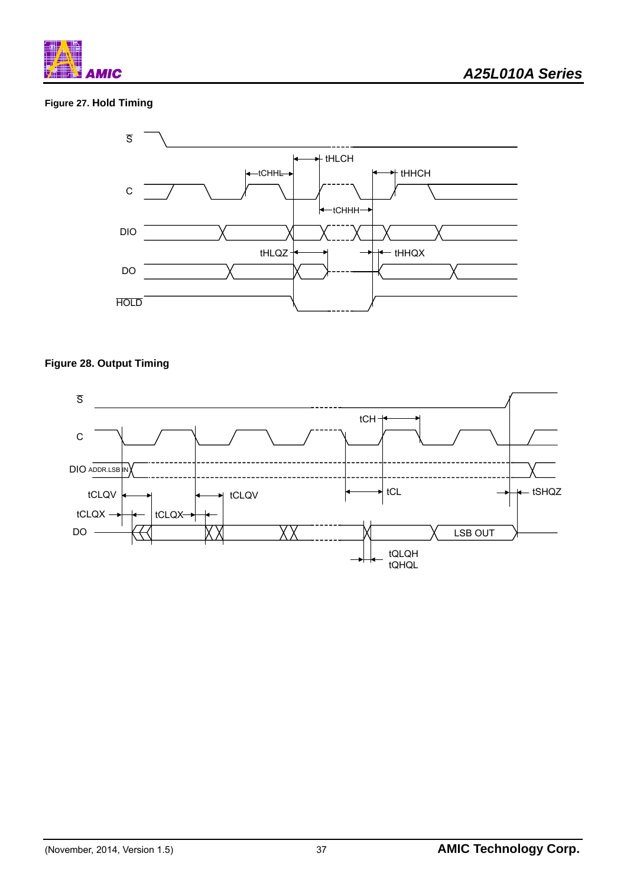**Figure 27.** **Hold Timing**

**Figure 28. Output Timing**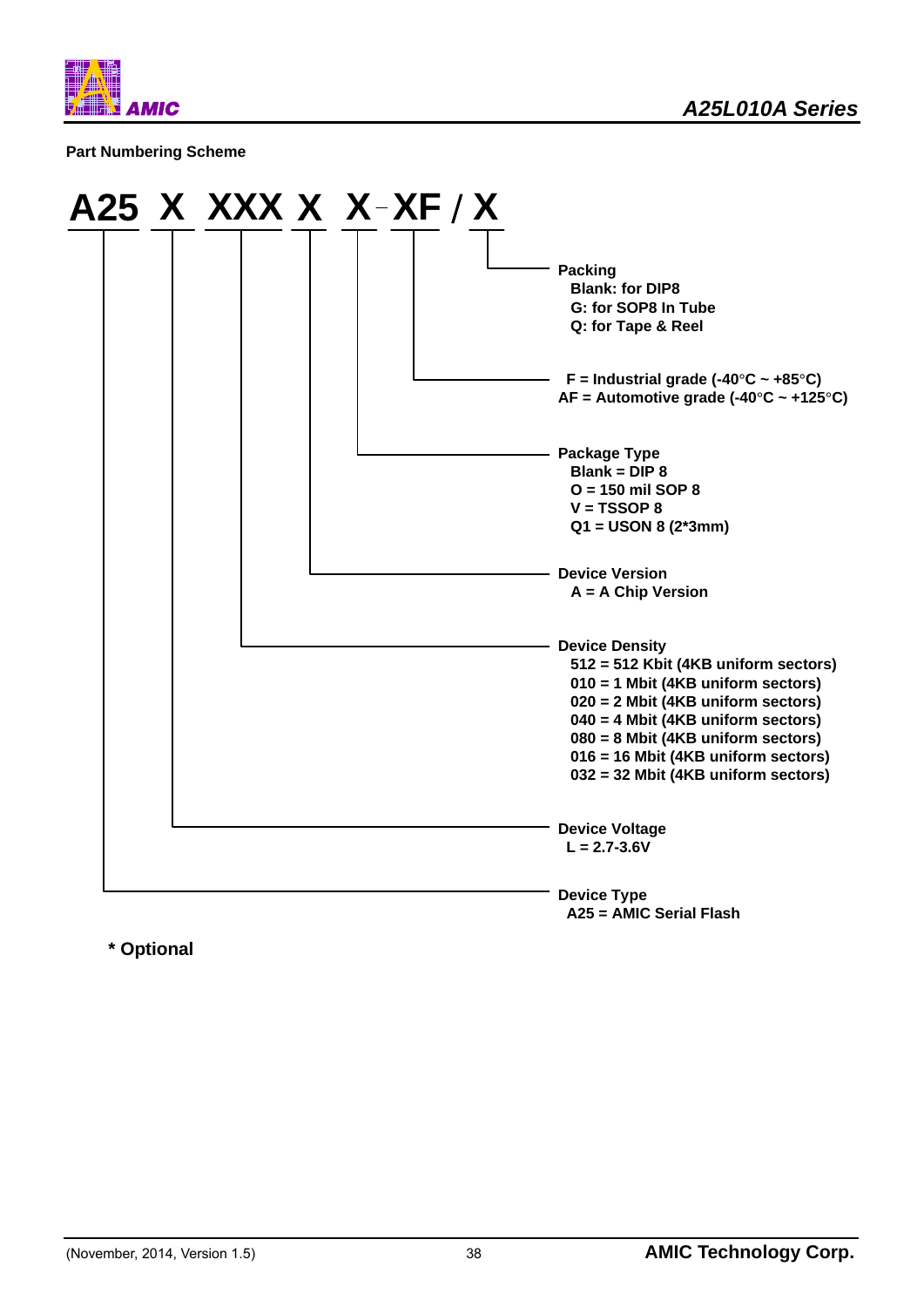## Part Numbering Scheme

**A25 X XXX X X - XF / X**

- **Packing**
  - Blank: for DIP8
  - G: for SOP8 In Tube
  - Q: for Tape & Reel
- F = Industrial grade (-40°C ~ +85°C)
  AF = Automotive grade (-40°C ~ +125°C)
- **Package Type**
  - Blank = DIP 8
  - O = 150 mil SOP 8
  - V = TSSOP 8
  - Q1 = USON 8 (2*3mm)
- **Device Version**
  - A = A Chip Version
- **Device Density**
  - 512 = 512 Kbit (4KB uniform sectors)
  - 010 = 1 Mbit (4KB uniform sectors)
  - 020 = 2 Mbit (4KB uniform sectors)
  - 040 = 4 Mbit (4KB uniform sectors)
  - 080 = 8 Mbit (4KB uniform sectors)
  - 016 = 16 Mbit (4KB uniform sectors)
  - 032 = 32 Mbit (4KB uniform sectors)
- **Device Voltage**
  - L = 2.7-3.6V
- **Device Type**
  - A25 = AMIC Serial Flash

**\* Optional**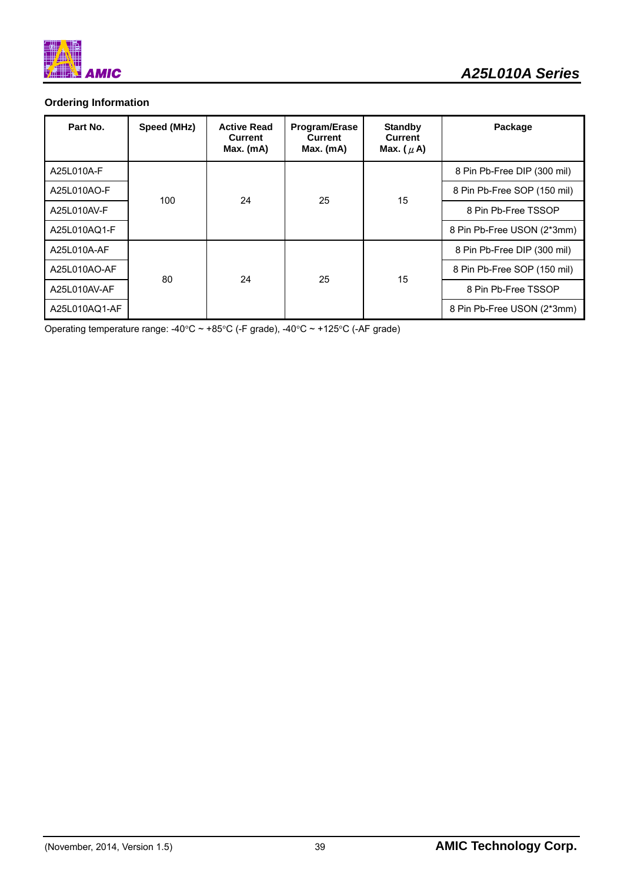## Ordering Information

| Part No. | Speed (MHz) | Active Read Current Max. (mA) | Program/Erase Current Max. (mA) | Standby Current Max. (μA) | Package |
|---|---|---|---|---|---|
| A25L010A-F | 100 | 24 | 25 | 15 | 8 Pin Pb-Free DIP (300 mil) |
| A25L010AO-F | | | | | 8 Pin Pb-Free SOP (150 mil) |
| A25L010AV-F | | | | | 8 Pin Pb-Free TSSOP |
| A25L010AQ1-F | | | | | 8 Pin Pb-Free USON (2*3mm) |
| A25L010A-AF | 80 | 24 | 25 | 15 | 8 Pin Pb-Free DIP (300 mil) |
| A25L010AO-AF | | | | | 8 Pin Pb-Free SOP (150 mil) |
| A25L010AV-AF | | | | | 8 Pin Pb-Free TSSOP |
| A25L010AQ1-AF | | | | | 8 Pin Pb-Free USON (2*3mm) |

Operating temperature range: -40°C ~ +85°C (-F grade), -40°C ~ +125°C (-AF grade)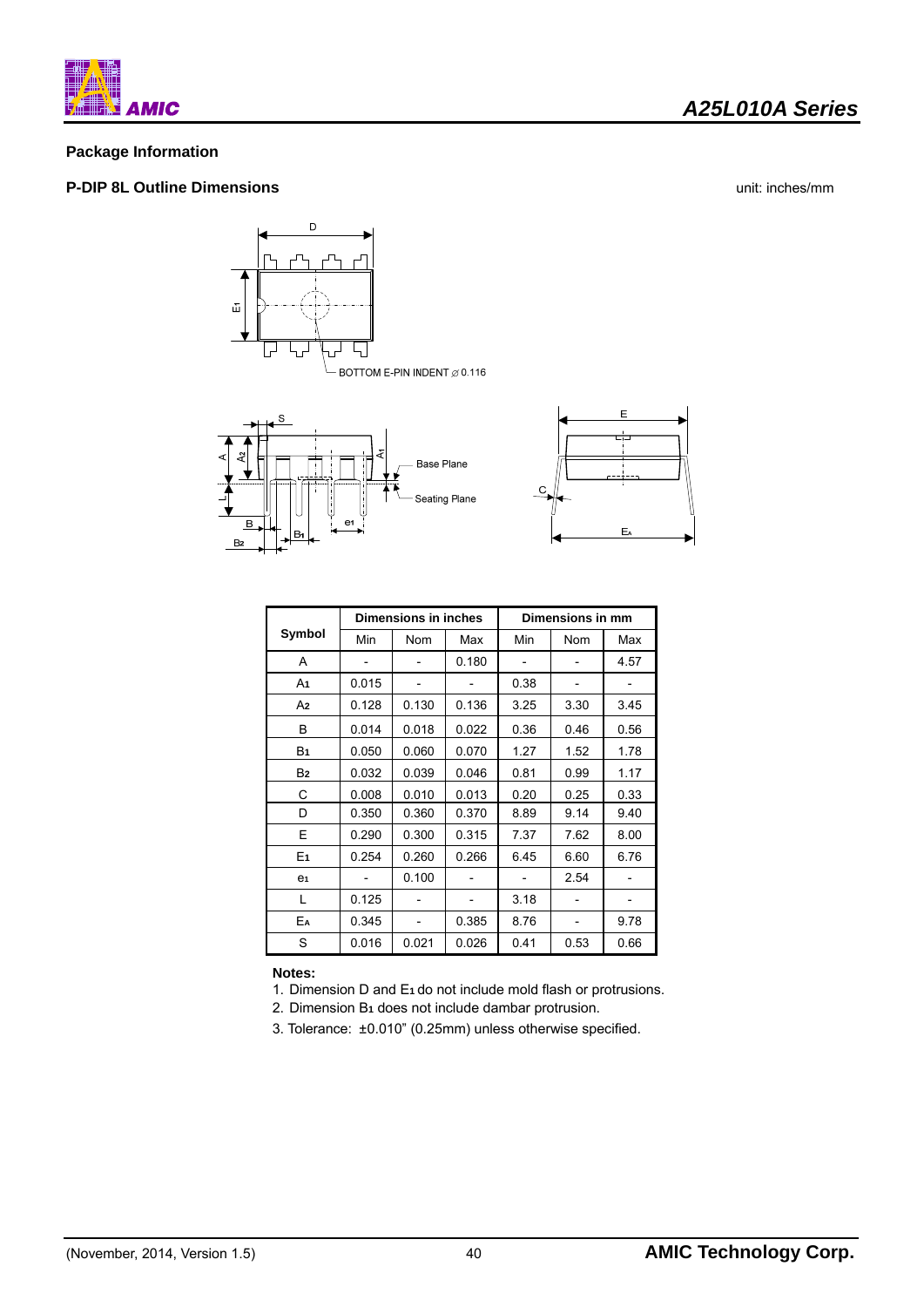## Package Information

### P-DIP 8L Outline Dimensions

unit: inches/mm

| Symbol | Dimensions in inches | | | Dimensions in mm | | |
|---|---|---|---|---|---|---|
| | Min | Nom | Max | Min | Nom | Max |
| A | - | - | 0.180 | - | - | 4.57 |
| $A_1$ | 0.015 | - | - | 0.38 | - | - |
| $A_2$ | 0.128 | 0.130 | 0.136 | 3.25 | 3.30 | 3.45 |
| B | 0.014 | 0.018 | 0.022 | 0.36 | 0.46 | 0.56 |
| $B_1$ | 0.050 | 0.060 | 0.070 | 1.27 | 1.52 | 1.78 |
| $B_2$ | 0.032 | 0.039 | 0.046 | 0.81 | 0.99 | 1.17 |
| C | 0.008 | 0.010 | 0.013 | 0.20 | 0.25 | 0.33 |
| D | 0.350 | 0.360 | 0.370 | 8.89 | 9.14 | 9.40 |
| E | 0.290 | 0.300 | 0.315 | 7.37 | 7.62 | 8.00 |
| $E_1$ | 0.254 | 0.260 | 0.266 | 6.45 | 6.60 | 6.76 |
| $e_1$ | - | 0.100 | - | - | 2.54 | - |
| L | 0.125 | - | - | 3.18 | - | - |
| $E_A$ | 0.345 | - | 0.385 | 8.76 | - | 9.78 |
| S | 0.016 | 0.021 | 0.026 | 0.41 | 0.53 | 0.66 |

**Notes:**

1. Dimension D and $E_1$ do not include mold flash or protrusions.
2. Dimension $B_1$ does not include dambar protrusion.
3. Tolerance: ±0.010" (0.25mm) unless otherwise specified.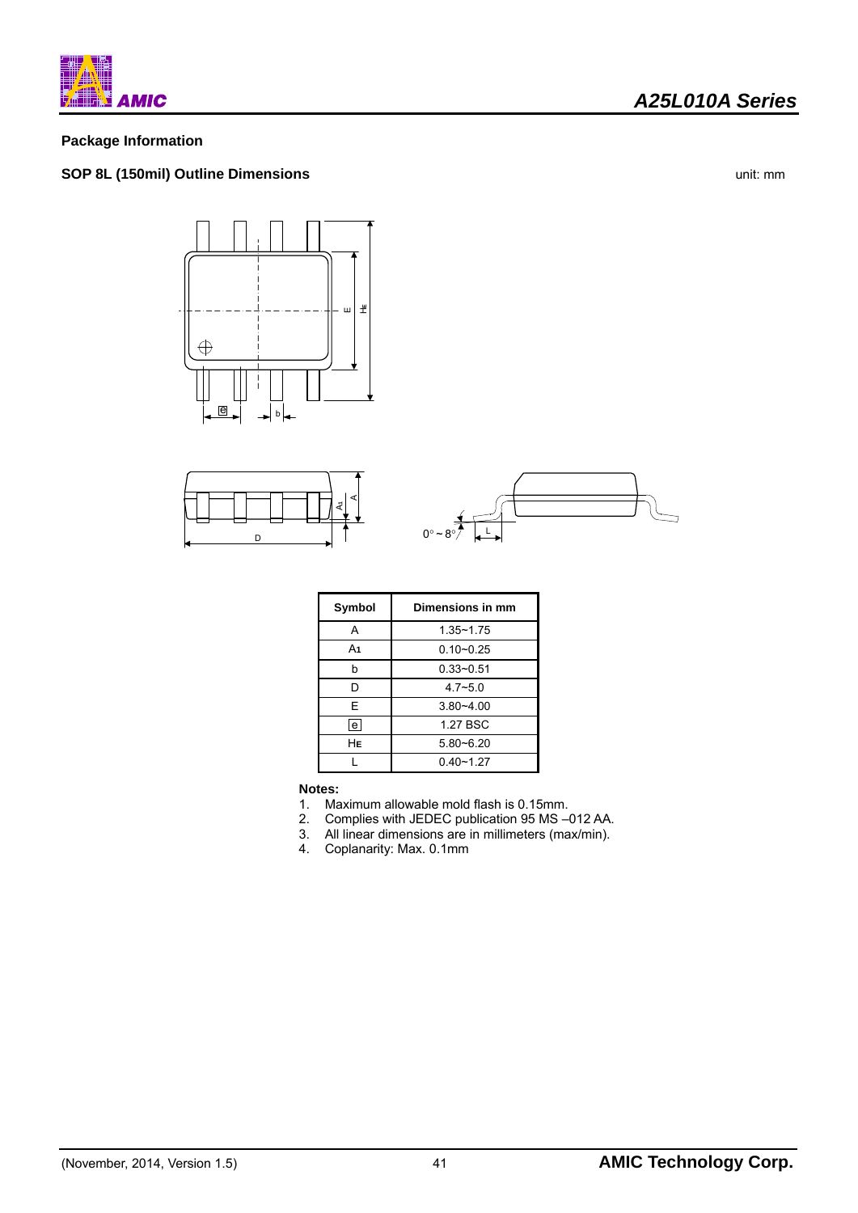## Package Information

### SOP 8L (150mil) Outline Dimensions

unit: mm

| Symbol | Dimensions in mm |
|---|---|
| A | 1.35~1.75 |
| $A_1$ | 0.10~0.25 |
| b | 0.33~0.51 |
| D | 4.7~5.0 |
| E | 3.80~4.00 |
| e | 1.27 BSC |
| $H_E$ | 5.80~6.20 |
| L | 0.40~1.27 |

**Notes:**

1. Maximum allowable mold flash is 0.15mm.
2. Complies with JEDEC publication 95 MS –012 AA.
3. All linear dimensions are in millimeters (max/min).
4. Coplanarity: Max. 0.1mm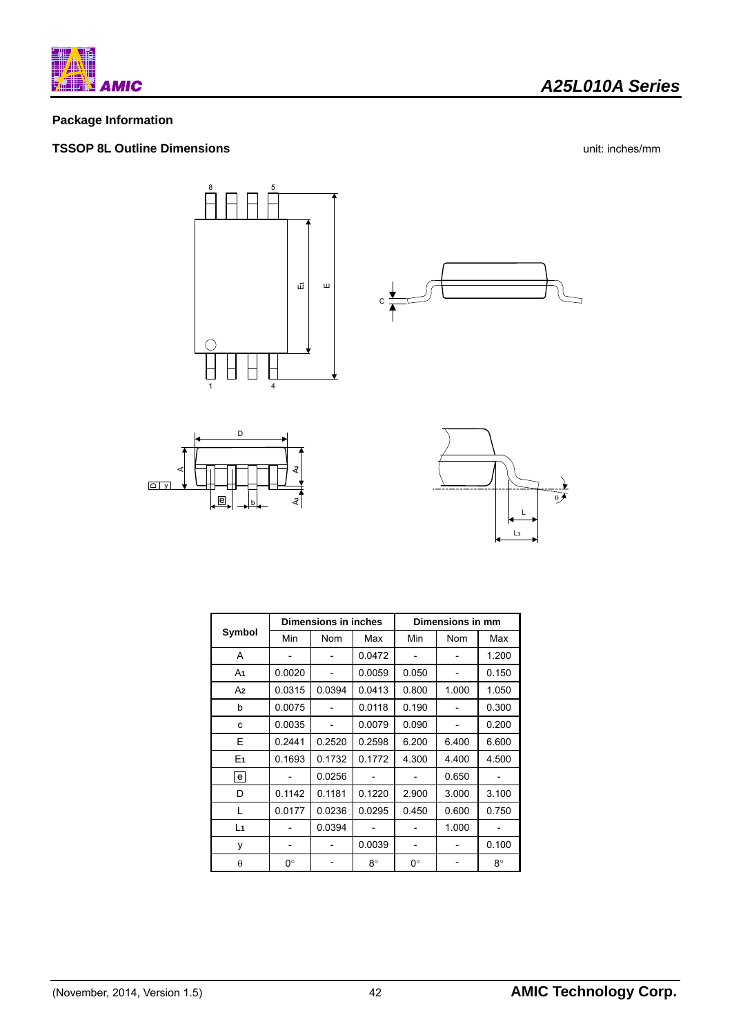## Package Information

### TSSOP 8L Outline Dimensions

unit: inches/mm

| Symbol | Dimensions in inches | | | Dimensions in mm | | |
|---|---|---|---|---|---|---|
| | Min | Nom | Max | Min | Nom | Max |
| A | - | - | 0.0472 | - | - | 1.200 |
| $A_1$ | 0.0020 | - | 0.0059 | 0.050 | - | 0.150 |
| $A_2$ | 0.0315 | 0.0394 | 0.0413 | 0.800 | 1.000 | 1.050 |
| b | 0.0075 | - | 0.0118 | 0.190 | - | 0.300 |
| c | 0.0035 | - | 0.0079 | 0.090 | - | 0.200 |
| E | 0.2441 | 0.2520 | 0.2598 | 6.200 | 6.400 | 6.600 |
| $E_1$ | 0.1693 | 0.1732 | 0.1772 | 4.300 | 4.400 | 4.500 |
| e | - | 0.0256 | - | - | 0.650 | - |
| D | 0.1142 | 0.1181 | 0.1220 | 2.900 | 3.000 | 3.100 |
| L | 0.0177 | 0.0236 | 0.0295 | 0.450 | 0.600 | 0.750 |
| $L_1$ | - | 0.0394 | - | - | 1.000 | - |
| y | - | - | 0.0039 | - | - | 0.100 |
| $\theta$ | 0° | - | 8° | 0° | - | 8° |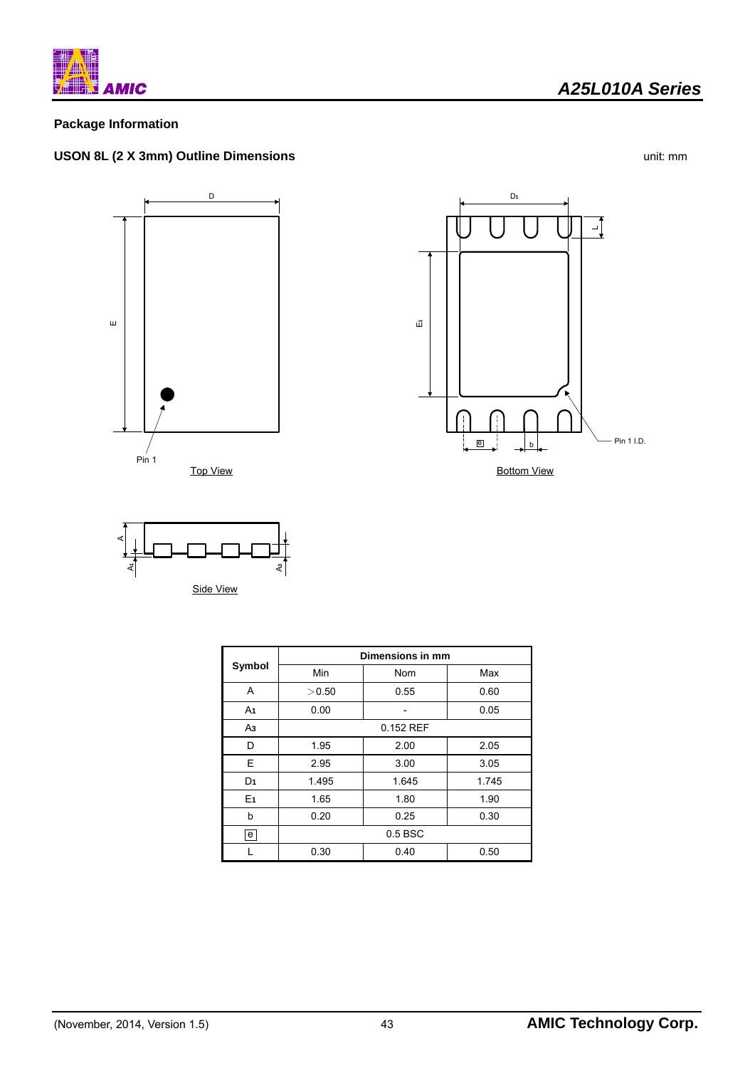## Package Information

### USON 8L (2 X 3mm) Outline Dimensions

unit: mm

D
E
Pin 1
Top View

D1
E1
L
e
b
Pin 1 I.D.
Bottom View

A
A1
A3
Side View

| Symbol | Dimensions in mm | | |
|---|---|---|---|
| | Min | Nom | Max |
| A | >0.50 | 0.55 | 0.60 |
| $A_1$ | 0.00 | - | 0.05 |
| $A_3$ | 0.152 REF | | |
| D | 1.95 | 2.00 | 2.05 |
| E | 2.95 | 3.00 | 3.05 |
| $D_1$ | 1.495 | 1.645 | 1.745 |
| $E_1$ | 1.65 | 1.80 | 1.90 |
| b | 0.20 | 0.25 | 0.30 |
| e | 0.5 BSC | | |
| L | 0.30 | 0.40 | 0.50 |